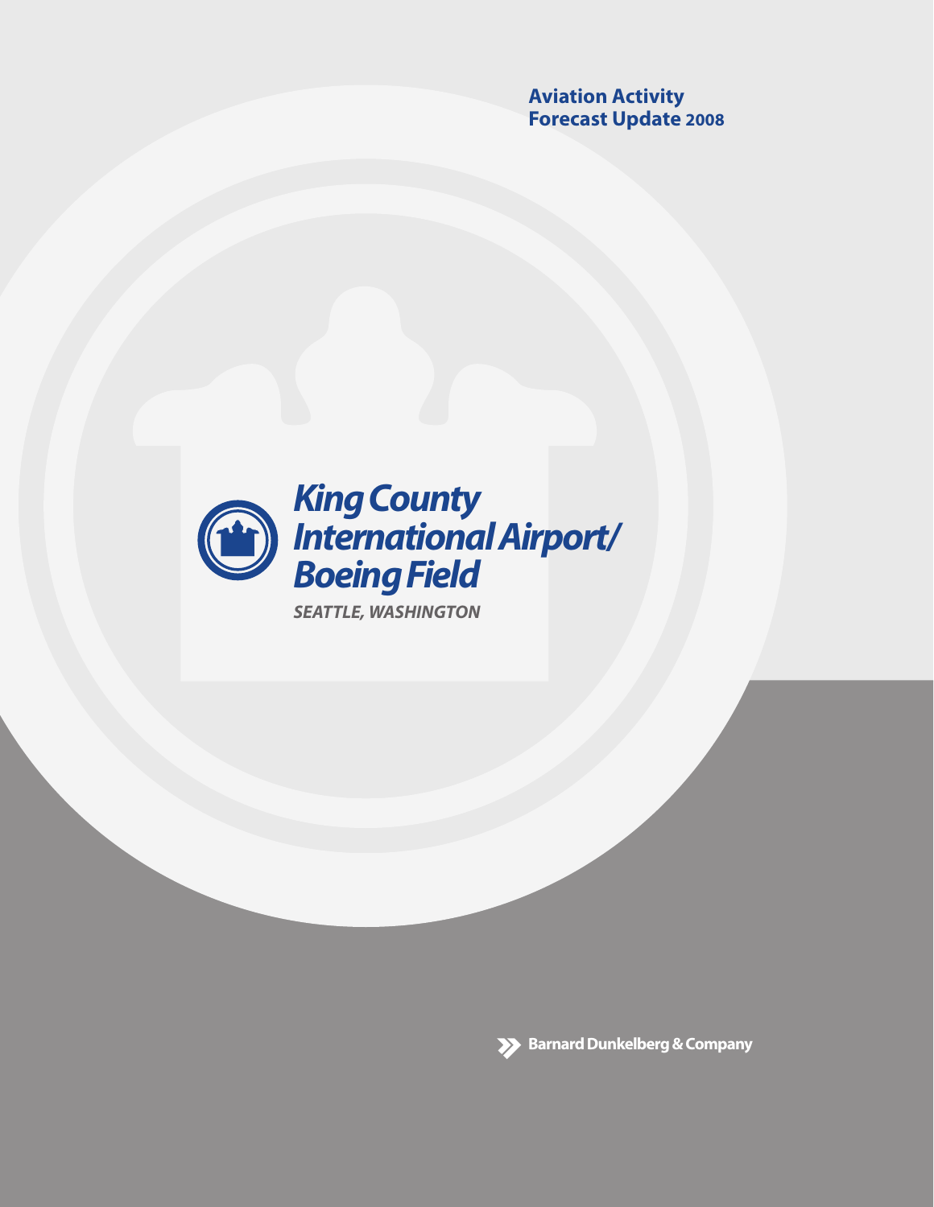**Aviation Activity Forecast Update 2008**

# King County International Airport/ Boeing Field

***SEATTLE, WASHINGTON***

Barnard Dunkelberg & Company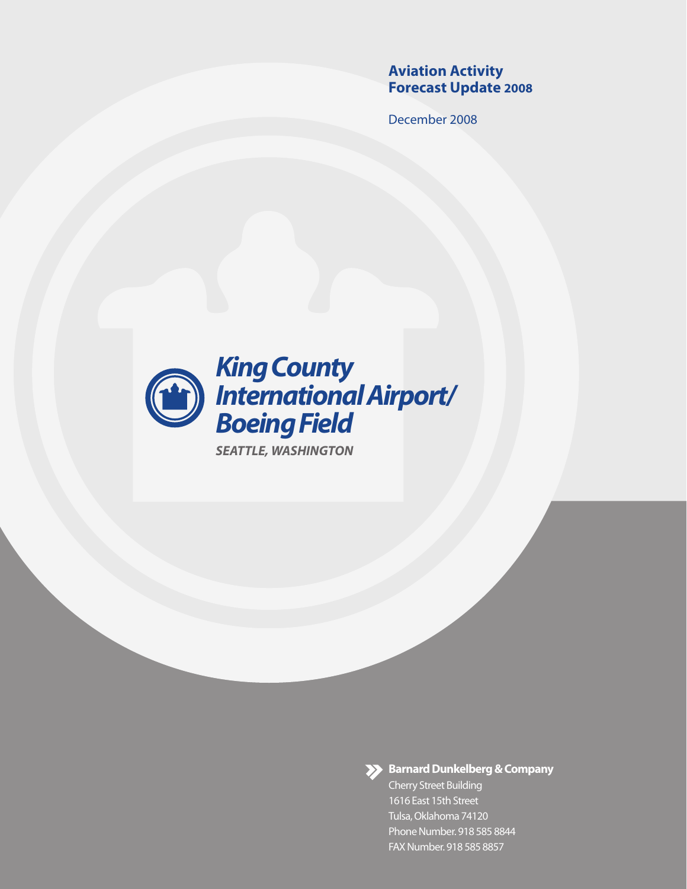# Aviation Activity Forecast Update 2008

December 2008

## King County International Airport/ Boeing Field

***SEATTLE, WASHINGTON***

**Barnard Dunkelberg & Company**

Cherry Street Building
1616 East 15th Street
Tulsa, Oklahoma 74120
Phone Number. 918 585 8844
FAX Number. 918 585 8857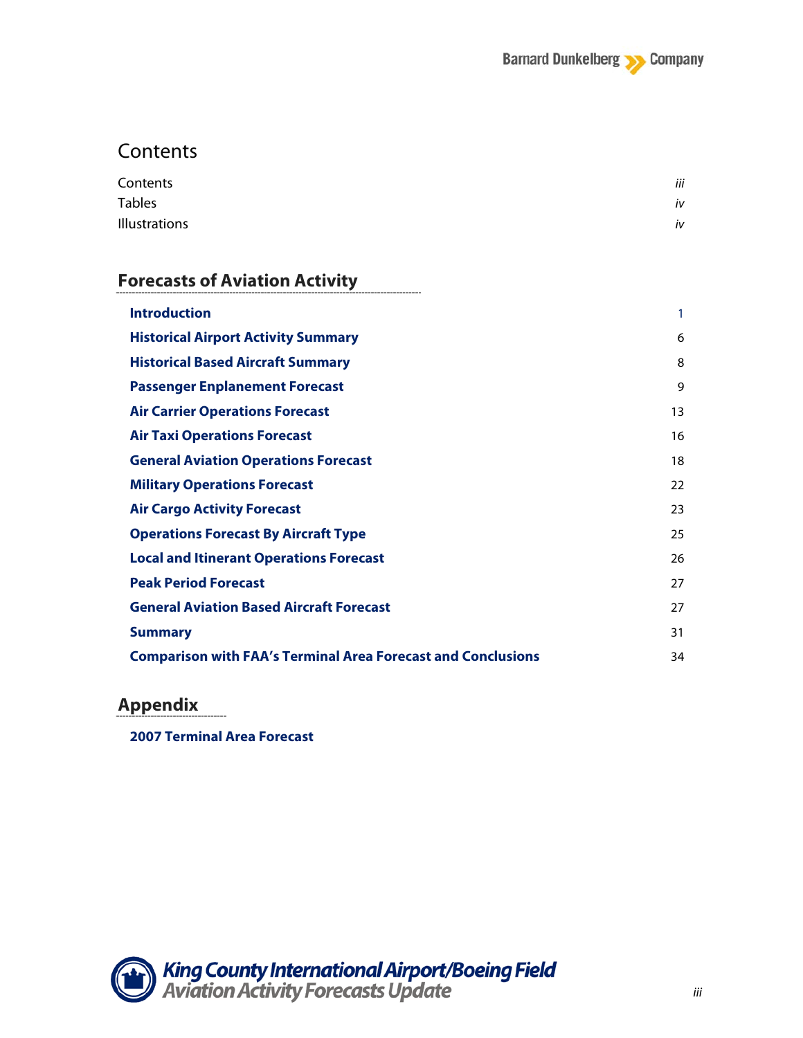# Contents

| | |
|---|---|
| Contents | *iii* |
| Tables | *iv* |
| Illustrations | *iv* |

## Forecasts of Aviation Activity

| | |
|---|---|
| **Introduction** | 1 |
| **Historical Airport Activity Summary** | 6 |
| **Historical Based Aircraft Summary** | 8 |
| **Passenger Enplanement Forecast** | 9 |
| **Air Carrier Operations Forecast** | 13 |
| **Air Taxi Operations Forecast** | 16 |
| **General Aviation Operations Forecast** | 18 |
| **Military Operations Forecast** | 22 |
| **Air Cargo Activity Forecast** | 23 |
| **Operations Forecast By Aircraft Type** | 25 |
| **Local and Itinerant Operations Forecast** | 26 |
| **Peak Period Forecast** | 27 |
| **General Aviation Based Aircraft Forecast** | 27 |
| **Summary** | 31 |
| **Comparison with FAA's Terminal Area Forecast and Conclusions** | 34 |

## Appendix

**2007 Terminal Area Forecast**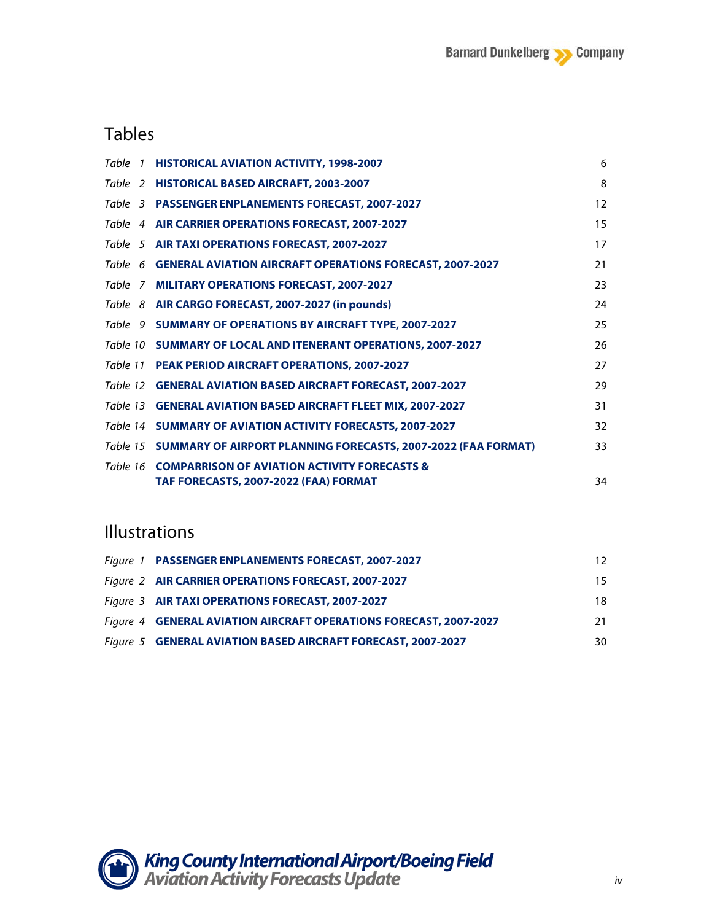## Tables

| | | |
|---|---|---|
| *Table 1* | **HISTORICAL AVIATION ACTIVITY, 1998-2007** | 6 |
| *Table 2* | **HISTORICAL BASED AIRCRAFT, 2003-2007** | 8 |
| *Table 3* | **PASSENGER ENPLANEMENTS FORECAST, 2007-2027** | 12 |
| *Table 4* | **AIR CARRIER OPERATIONS FORECAST, 2007-2027** | 15 |
| *Table 5* | **AIR TAXI OPERATIONS FORECAST, 2007-2027** | 17 |
| *Table 6* | **GENERAL AVIATION AIRCRAFT OPERATIONS FORECAST, 2007-2027** | 21 |
| *Table 7* | **MILITARY OPERATIONS FORECAST, 2007-2027** | 23 |
| *Table 8* | **AIR CARGO FORECAST, 2007-2027 (in pounds)** | 24 |
| *Table 9* | **SUMMARY OF OPERATIONS BY AIRCRAFT TYPE, 2007-2027** | 25 |
| *Table 10* | **SUMMARY OF LOCAL AND ITENERANT OPERATIONS, 2007-2027** | 26 |
| *Table 11* | **PEAK PERIOD AIRCRAFT OPERATIONS, 2007-2027** | 27 |
| *Table 12* | **GENERAL AVIATION BASED AIRCRAFT FORECAST, 2007-2027** | 29 |
| *Table 13* | **GENERAL AVIATION BASED AIRCRAFT FLEET MIX, 2007-2027** | 31 |
| *Table 14* | **SUMMARY OF AVIATION ACTIVITY FORECASTS, 2007-2027** | 32 |
| *Table 15* | **SUMMARY OF AIRPORT PLANNING FORECASTS, 2007-2022 (FAA FORMAT)** | 33 |
| *Table 16* | **COMPARRISON OF AVIATION ACTIVITY FORECASTS & TAF FORECASTS, 2007-2022 (FAA) FORMAT** | 34 |

## Illustrations

| | | |
|---|---|---|
| *Figure 1* | **PASSENGER ENPLANEMENTS FORECAST, 2007-2027** | 12 |
| *Figure 2* | **AIR CARRIER OPERATIONS FORECAST, 2007-2027** | 15 |
| *Figure 3* | **AIR TAXI OPERATIONS FORECAST, 2007-2027** | 18 |
| *Figure 4* | **GENERAL AVIATION AIRCRAFT OPERATIONS FORECAST, 2007-2027** | 21 |
| *Figure 5* | **GENERAL AVIATION BASED AIRCRAFT FORECAST, 2007-2027** | 30 |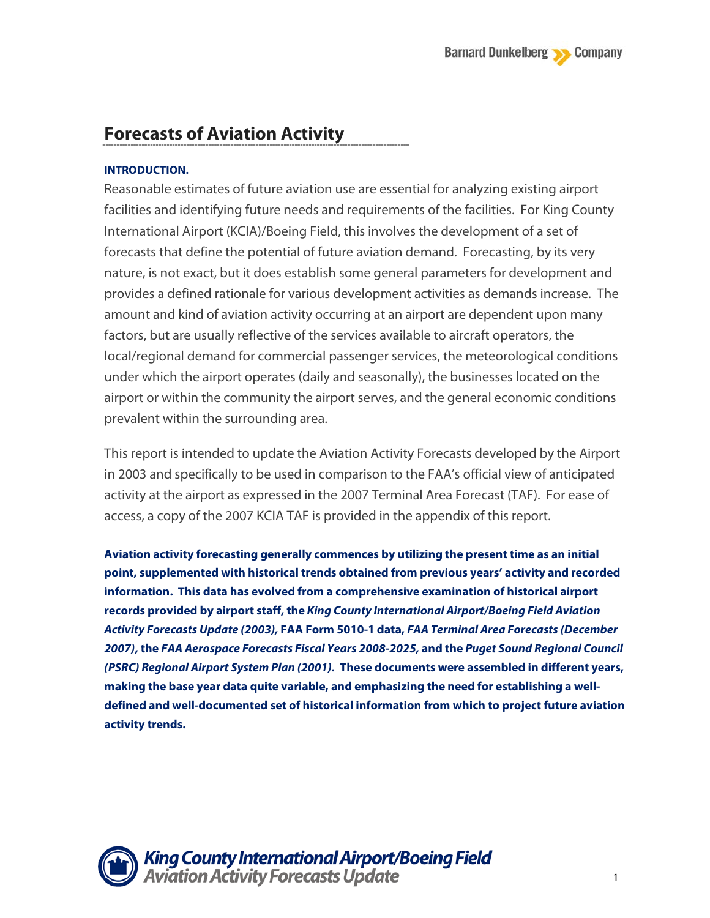# Forecasts of Aviation Activity

### INTRODUCTION.

Reasonable estimates of future aviation use are essential for analyzing existing airport facilities and identifying future needs and requirements of the facilities. For King County International Airport (KCIA)/Boeing Field, this involves the development of a set of forecasts that define the potential of future aviation demand. Forecasting, by its very nature, is not exact, but it does establish some general parameters for development and provides a defined rationale for various development activities as demands increase. The amount and kind of aviation activity occurring at an airport are dependent upon many factors, but are usually reflective of the services available to aircraft operators, the local/regional demand for commercial passenger services, the meteorological conditions under which the airport operates (daily and seasonally), the businesses located on the airport or within the community the airport serves, and the general economic conditions prevalent within the surrounding area.

This report is intended to update the Aviation Activity Forecasts developed by the Airport in 2003 and specifically to be used in comparison to the FAA's official view of anticipated activity at the airport as expressed in the 2007 Terminal Area Forecast (TAF). For ease of access, a copy of the 2007 KCIA TAF is provided in the appendix of this report.

**Aviation activity forecasting generally commences by utilizing the present time as an initial point, supplemented with historical trends obtained from previous years' activity and recorded information. This data has evolved from a comprehensive examination of historical airport records provided by airport staff, the *King County International Airport/Boeing Field Aviation Activity Forecasts Update (2003),* FAA Form 5010-1 data, *FAA Terminal Area Forecasts (December 2007)*, the *FAA Aerospace Forecasts Fiscal Years 2008-2025,* and the *Puget Sound Regional Council (PSRC) Regional Airport System Plan (2001).* These documents were assembled in different years, making the base year data quite variable, and emphasizing the need for establishing a well-defined and well-documented set of historical information from which to project future aviation activity trends.**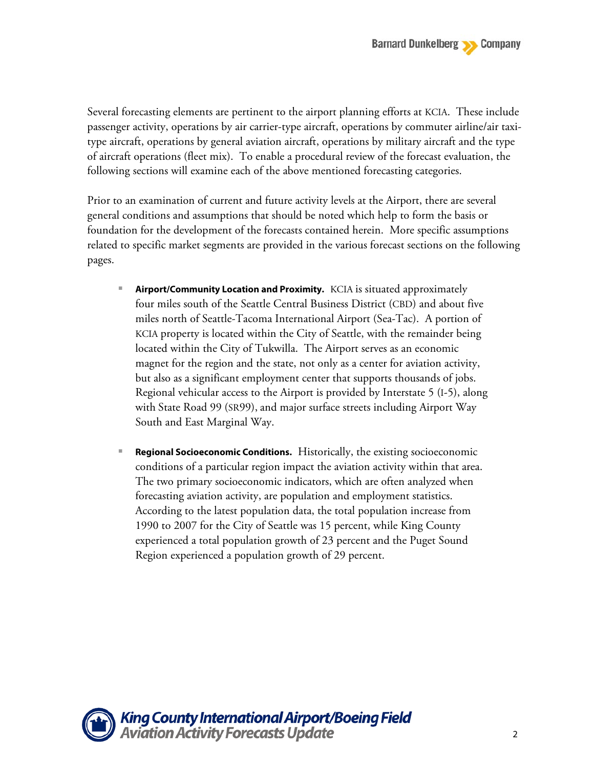Several forecasting elements are pertinent to the airport planning efforts at KCIA. These include passenger activity, operations by air carrier-type aircraft, operations by commuter airline/air taxi-type aircraft, operations by general aviation aircraft, operations by military aircraft and the type of aircraft operations (fleet mix). To enable a procedural review of the forecast evaluation, the following sections will examine each of the above mentioned forecasting categories.

Prior to an examination of current and future activity levels at the Airport, there are several general conditions and assumptions that should be noted which help to form the basis or foundation for the development of the forecasts contained herein. More specific assumptions related to specific market segments are provided in the various forecast sections on the following pages.

- **Airport/Community Location and Proximity.** KCIA is situated approximately four miles south of the Seattle Central Business District (CBD) and about five miles north of Seattle-Tacoma International Airport (Sea-Tac). A portion of KCIA property is located within the City of Seattle, with the remainder being located within the City of Tukwilla. The Airport serves as an economic magnet for the region and the state, not only as a center for aviation activity, but also as a significant employment center that supports thousands of jobs. Regional vehicular access to the Airport is provided by Interstate 5 (I-5), along with State Road 99 (SR99), and major surface streets including Airport Way South and East Marginal Way.

- **Regional Socioeconomic Conditions.** Historically, the existing socioeconomic conditions of a particular region impact the aviation activity within that area. The two primary socioeconomic indicators, which are often analyzed when forecasting aviation activity, are population and employment statistics. According to the latest population data, the total population increase from 1990 to 2007 for the City of Seattle was 15 percent, while King County experienced a total population growth of 23 percent and the Puget Sound Region experienced a population growth of 29 percent.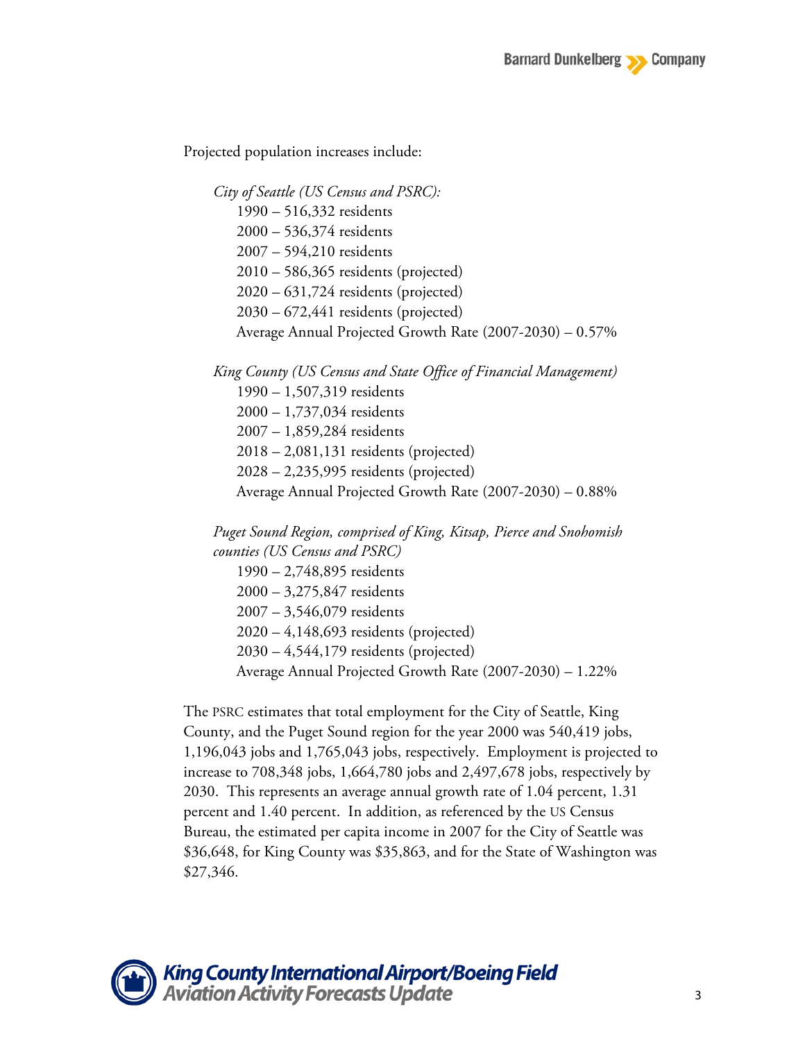Projected population increases include:

*City of Seattle (US Census and PSRC):*

1990 – 516,332 residents
2000 – 536,374 residents
2007 – 594,210 residents
2010 – 586,365 residents (projected)
2020 – 631,724 residents (projected)
2030 – 672,441 residents (projected)
Average Annual Projected Growth Rate (2007-2030) – 0.57%

*King County (US Census and State Office of Financial Management)*

1990 – 1,507,319 residents
2000 – 1,737,034 residents
2007 – 1,859,284 residents
2018 – 2,081,131 residents (projected)
2028 – 2,235,995 residents (projected)
Average Annual Projected Growth Rate (2007-2030) – 0.88%

*Puget Sound Region, comprised of King, Kitsap, Pierce and Snohomish counties (US Census and PSRC)*

1990 – 2,748,895 residents
2000 – 3,275,847 residents
2007 – 3,546,079 residents
2020 – 4,148,693 residents (projected)
2030 – 4,544,179 residents (projected)
Average Annual Projected Growth Rate (2007-2030) – 1.22%

The PSRC estimates that total employment for the City of Seattle, King County, and the Puget Sound region for the year 2000 was 540,419 jobs, 1,196,043 jobs and 1,765,043 jobs, respectively. Employment is projected to increase to 708,348 jobs, 1,664,780 jobs and 2,497,678 jobs, respectively by 2030. This represents an average annual growth rate of 1.04 percent, 1.31 percent and 1.40 percent. In addition, as referenced by the US Census Bureau, the estimated per capita income in 2007 for the City of Seattle was $36,648, for King County was $35,863, and for the State of Washington was $27,346.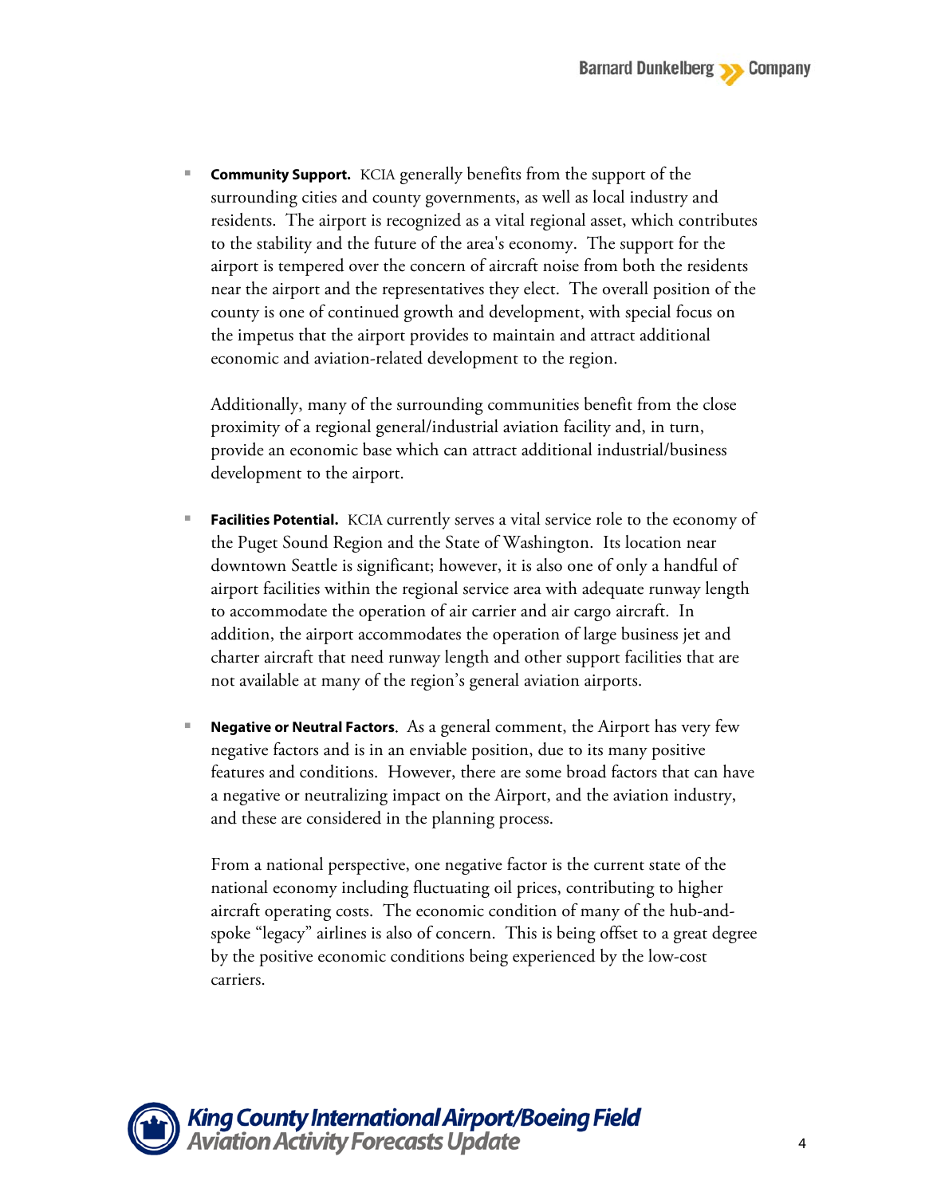- **Community Support.** KCIA generally benefits from the support of the surrounding cities and county governments, as well as local industry and residents. The airport is recognized as a vital regional asset, which contributes to the stability and the future of the area's economy. The support for the airport is tempered over the concern of aircraft noise from both the residents near the airport and the representatives they elect. The overall position of the county is one of continued growth and development, with special focus on the impetus that the airport provides to maintain and attract additional economic and aviation-related development to the region.

  Additionally, many of the surrounding communities benefit from the close proximity of a regional general/industrial aviation facility and, in turn, provide an economic base which can attract additional industrial/business development to the airport.

- **Facilities Potential.** KCIA currently serves a vital service role to the economy of the Puget Sound Region and the State of Washington. Its location near downtown Seattle is significant; however, it is also one of only a handful of airport facilities within the regional service area with adequate runway length to accommodate the operation of air carrier and air cargo aircraft. In addition, the airport accommodates the operation of large business jet and charter aircraft that need runway length and other support facilities that are not available at many of the region's general aviation airports.

- **Negative or Neutral Factors**. As a general comment, the Airport has very few negative factors and is in an enviable position, due to its many positive features and conditions. However, there are some broad factors that can have a negative or neutralizing impact on the Airport, and the aviation industry, and these are considered in the planning process.

  From a national perspective, one negative factor is the current state of the national economy including fluctuating oil prices, contributing to higher aircraft operating costs. The economic condition of many of the hub-and-spoke "legacy" airlines is also of concern. This is being offset to a great degree by the positive economic conditions being experienced by the low-cost carriers.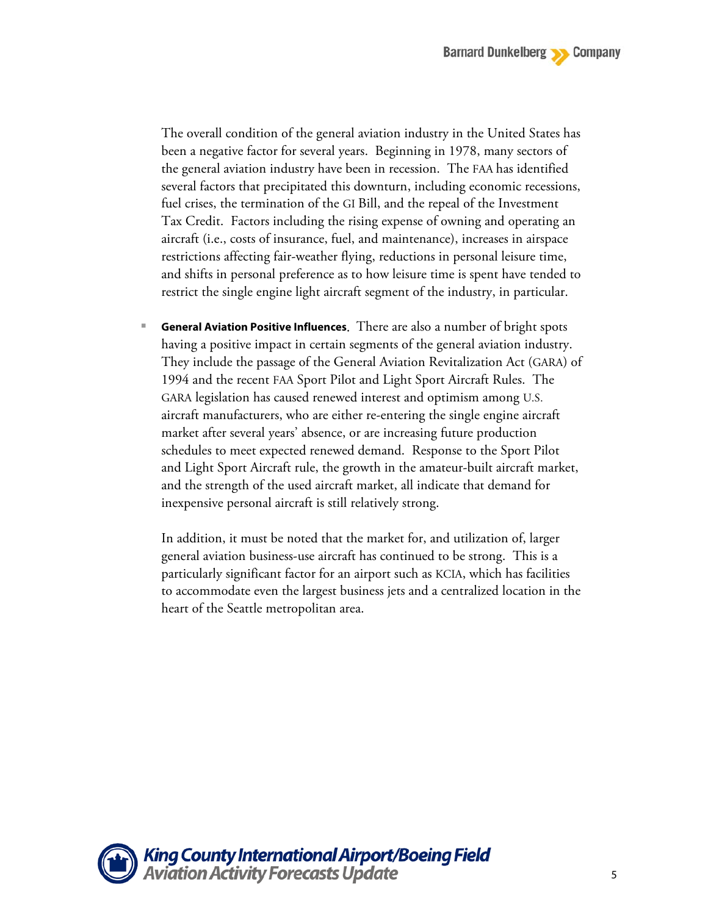The overall condition of the general aviation industry in the United States has been a negative factor for several years. Beginning in 1978, many sectors of the general aviation industry have been in recession. The FAA has identified several factors that precipitated this downturn, including economic recessions, fuel crises, the termination of the GI Bill, and the repeal of the Investment Tax Credit. Factors including the rising expense of owning and operating an aircraft (i.e., costs of insurance, fuel, and maintenance), increases in airspace restrictions affecting fair-weather flying, reductions in personal leisure time, and shifts in personal preference as to how leisure time is spent have tended to restrict the single engine light aircraft segment of the industry, in particular.

- **General Aviation Positive Influences**. There are also a number of bright spots having a positive impact in certain segments of the general aviation industry. They include the passage of the General Aviation Revitalization Act (GARA) of 1994 and the recent FAA Sport Pilot and Light Sport Aircraft Rules. The GARA legislation has caused renewed interest and optimism among U.S. aircraft manufacturers, who are either re-entering the single engine aircraft market after several years' absence, or are increasing future production schedules to meet expected renewed demand. Response to the Sport Pilot and Light Sport Aircraft rule, the growth in the amateur-built aircraft market, and the strength of the used aircraft market, all indicate that demand for inexpensive personal aircraft is still relatively strong.

  In addition, it must be noted that the market for, and utilization of, larger general aviation business-use aircraft has continued to be strong. This is a particularly significant factor for an airport such as KCIA, which has facilities to accommodate even the largest business jets and a centralized location in the heart of the Seattle metropolitan area.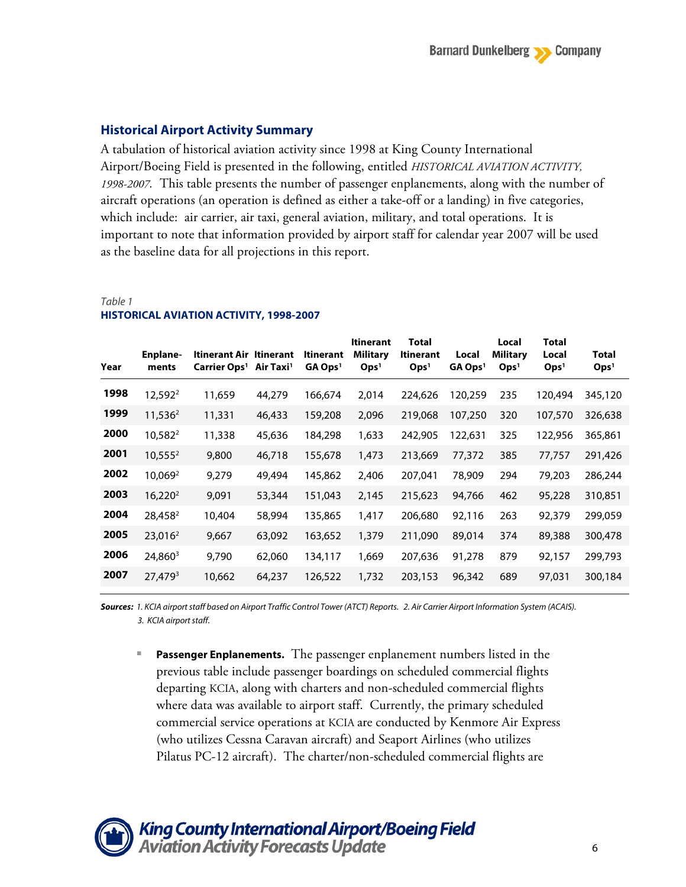## Historical Airport Activity Summary

A tabulation of historical aviation activity since 1998 at King County International Airport/Boeing Field is presented in the following, entitled *HISTORICAL AVIATION ACTIVITY, 1998-2007*. This table presents the number of passenger enplanements, along with the number of aircraft operations (an operation is defined as either a take-off or a landing) in five categories, which include: air carrier, air taxi, general aviation, military, and total operations. It is important to note that information provided by airport staff for calendar year 2007 will be used as the baseline data for all projections in this report.

*Table 1*
**HISTORICAL AVIATION ACTIVITY, 1998-2007**

| Year | Enplane-ments | Itinerant Air Carrier Ops[1] | Itinerant Air Taxi[1] | Itinerant GA Ops[1] | Itinerant Military Ops[1] | Total Itinerant Ops[1] | Local GA Ops[1] | Local Military Ops[1] | Total Local Ops[1] | Total Ops[1] |
|---|---|---|---|---|---|---|---|---|---|---|
| **1998** | 12,592[2] | 11,659 | 44,279 | 166,674 | 2,014 | 224,626 | 120,259 | 235 | 120,494 | 345,120 |
| **1999** | 11,536[2] | 11,331 | 46,433 | 159,208 | 2,096 | 219,068 | 107,250 | 320 | 107,570 | 326,638 |
| **2000** | 10,582[2] | 11,338 | 45,636 | 184,298 | 1,633 | 242,905 | 122,631 | 325 | 122,956 | 365,861 |
| **2001** | 10,555[2] | 9,800 | 46,718 | 155,678 | 1,473 | 213,669 | 77,372 | 385 | 77,757 | 291,426 |
| **2002** | 10,069[2] | 9,279 | 49,494 | 145,862 | 2,406 | 207,041 | 78,909 | 294 | 79,203 | 286,244 |
| **2003** | 16,220[2] | 9,091 | 53,344 | 151,043 | 2,145 | 215,623 | 94,766 | 462 | 95,228 | 310,851 |
| **2004** | 28,458[2] | 10,404 | 58,994 | 135,865 | 1,417 | 206,680 | 92,116 | 263 | 92,379 | 299,059 |
| **2005** | 23,016[2] | 9,667 | 63,092 | 163,652 | 1,379 | 211,090 | 89,014 | 374 | 89,388 | 300,478 |
| **2006** | 24,860[3] | 9,790 | 62,060 | 134,117 | 1,669 | 207,636 | 91,278 | 879 | 92,157 | 299,793 |
| **2007** | 27,479[3] | 10,662 | 64,237 | 126,522 | 1,732 | 203,153 | 96,342 | 689 | 97,031 | 300,184 |

***Sources:*** *1. KCIA airport staff based on Airport Traffic Control Tower (ATCT) Reports. 2. Air Carrier Airport Information System (ACAIS). 3. KCIA airport staff.*

- **Passenger Enplanements.** The passenger enplanement numbers listed in the previous table include passenger boardings on scheduled commercial flights departing KCIA, along with charters and non-scheduled commercial flights where data was available to airport staff. Currently, the primary scheduled commercial service operations at KCIA are conducted by Kenmore Air Express (who utilizes Cessna Caravan aircraft) and Seaport Airlines (who utilizes Pilatus PC-12 aircraft). The charter/non-scheduled commercial flights are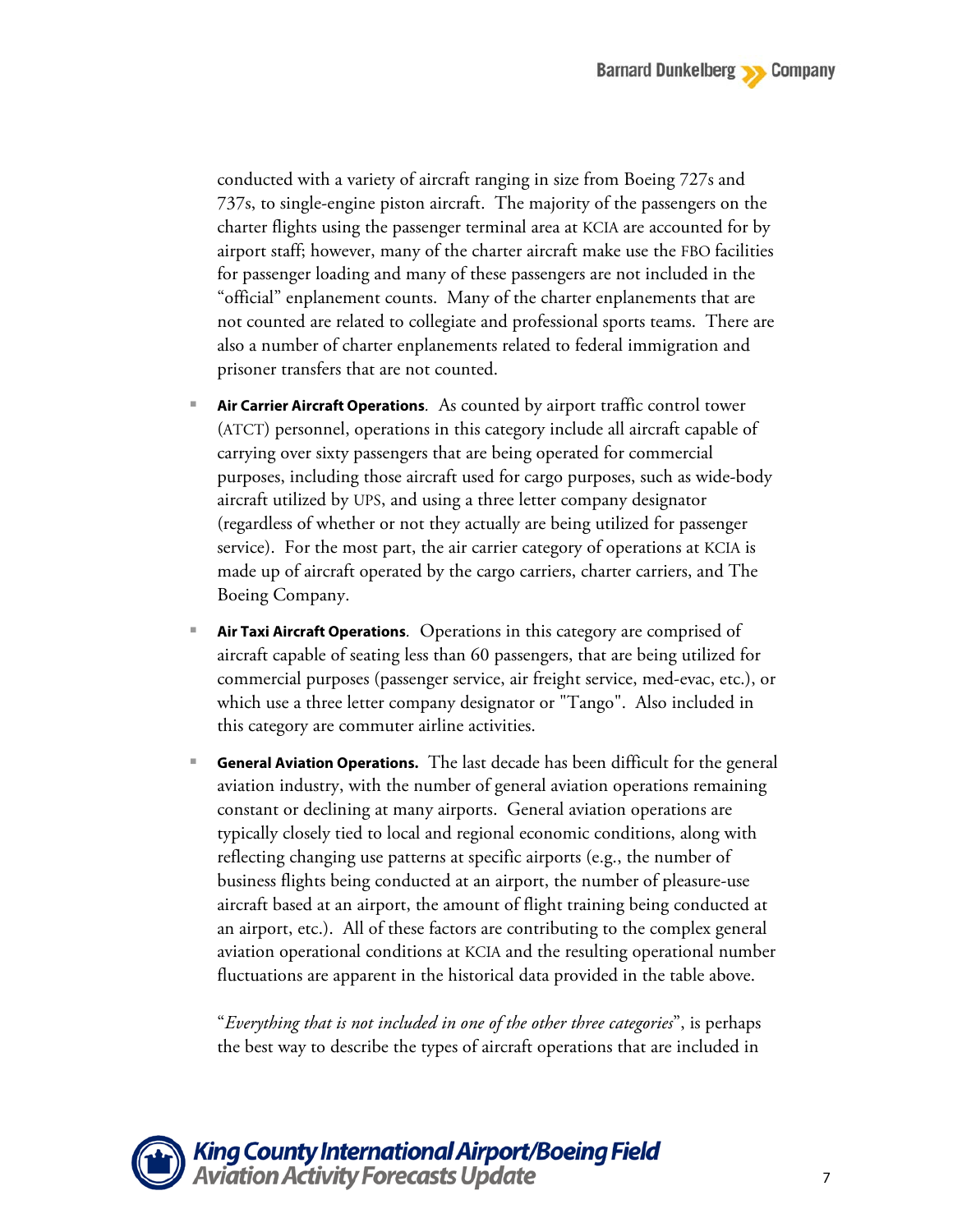conducted with a variety of aircraft ranging in size from Boeing 727s and 737s, to single-engine piston aircraft. The majority of the passengers on the charter flights using the passenger terminal area at KCIA are accounted for by airport staff; however, many of the charter aircraft make use the FBO facilities for passenger loading and many of these passengers are not included in the "official" enplanement counts. Many of the charter enplanements that are not counted are related to collegiate and professional sports teams. There are also a number of charter enplanements related to federal immigration and prisoner transfers that are not counted.

- **Air Carrier Aircraft Operations**. As counted by airport traffic control tower (ATCT) personnel, operations in this category include all aircraft capable of carrying over sixty passengers that are being operated for commercial purposes, including those aircraft used for cargo purposes, such as wide-body aircraft utilized by UPS, and using a three letter company designator (regardless of whether or not they actually are being utilized for passenger service). For the most part, the air carrier category of operations at KCIA is made up of aircraft operated by the cargo carriers, charter carriers, and The Boeing Company.

- **Air Taxi Aircraft Operations**. Operations in this category are comprised of aircraft capable of seating less than 60 passengers, that are being utilized for commercial purposes (passenger service, air freight service, med-evac, etc.), or which use a three letter company designator or "Tango". Also included in this category are commuter airline activities.

- **General Aviation Operations.** The last decade has been difficult for the general aviation industry, with the number of general aviation operations remaining constant or declining at many airports. General aviation operations are typically closely tied to local and regional economic conditions, along with reflecting changing use patterns at specific airports (e.g., the number of business flights being conducted at an airport, the number of pleasure-use aircraft based at an airport, the amount of flight training being conducted at an airport, etc.). All of these factors are contributing to the complex general aviation operational conditions at KCIA and the resulting operational number fluctuations are apparent in the historical data provided in the table above.

  "*Everything that is not included in one of the other three categories*", is perhaps the best way to describe the types of aircraft operations that are included in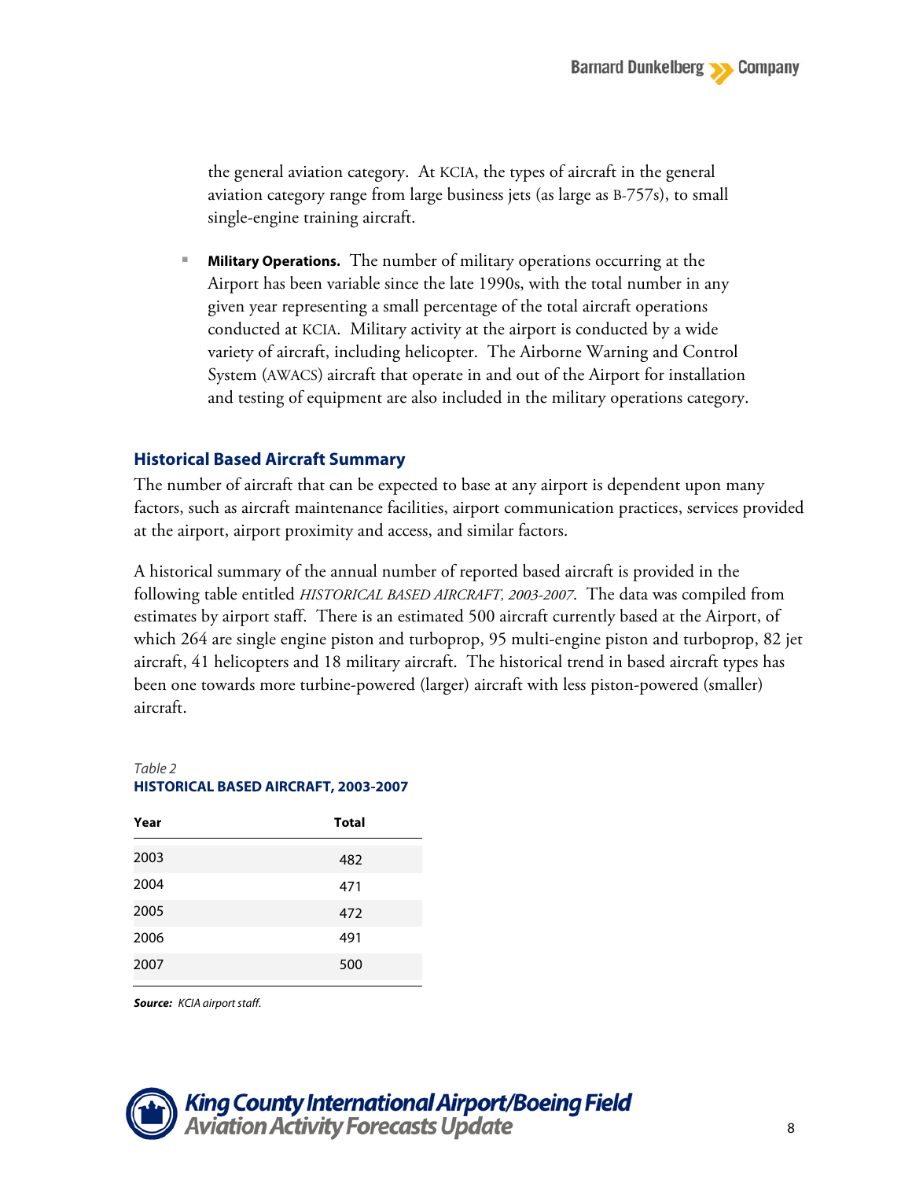the general aviation category. At KCIA, the types of aircraft in the general aviation category range from large business jets (as large as B-757s), to small single-engine training aircraft.

- **Military Operations.** The number of military operations occurring at the Airport has been variable since the late 1990s, with the total number in any given year representing a small percentage of the total aircraft operations conducted at KCIA. Military activity at the airport is conducted by a wide variety of aircraft, including helicopter. The Airborne Warning and Control System (AWACS) aircraft that operate in and out of the Airport for installation and testing of equipment are also included in the military operations category.

## Historical Based Aircraft Summary

The number of aircraft that can be expected to base at any airport is dependent upon many factors, such as aircraft maintenance facilities, airport communication practices, services provided at the airport, airport proximity and access, and similar factors.

A historical summary of the annual number of reported based aircraft is provided in the following table entitled *HISTORICAL BASED AIRCRAFT, 2003-2007*. The data was compiled from estimates by airport staff. There is an estimated 500 aircraft currently based at the Airport, of which 264 are single engine piston and turboprop, 95 multi-engine piston and turboprop, 82 jet aircraft, 41 helicopters and 18 military aircraft. The historical trend in based aircraft types has been one towards more turbine-powered (larger) aircraft with less piston-powered (smaller) aircraft.

*Table 2*
**HISTORICAL BASED AIRCRAFT, 2003-2007**

| Year | Total |
|---|---|
| 2003 | 482 |
| 2004 | 471 |
| 2005 | 472 |
| 2006 | 491 |
| 2007 | 500 |

***Source:*** *KCIA airport staff.*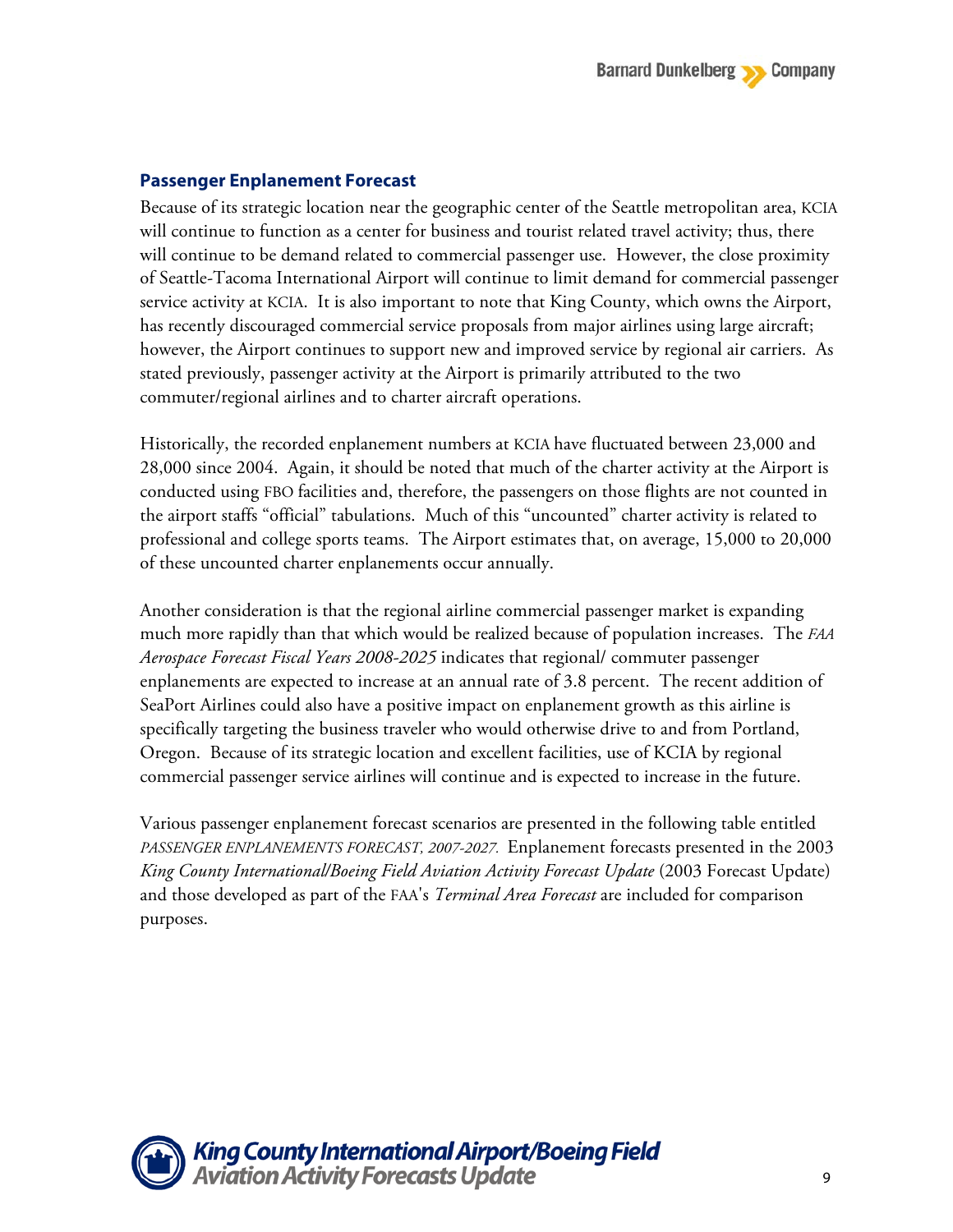## Passenger Enplanement Forecast

Because of its strategic location near the geographic center of the Seattle metropolitan area, KCIA will continue to function as a center for business and tourist related travel activity; thus, there will continue to be demand related to commercial passenger use. However, the close proximity of Seattle-Tacoma International Airport will continue to limit demand for commercial passenger service activity at KCIA. It is also important to note that King County, which owns the Airport, has recently discouraged commercial service proposals from major airlines using large aircraft; however, the Airport continues to support new and improved service by regional air carriers. As stated previously, passenger activity at the Airport is primarily attributed to the two commuter/regional airlines and to charter aircraft operations.

Historically, the recorded enplanement numbers at KCIA have fluctuated between 23,000 and 28,000 since 2004. Again, it should be noted that much of the charter activity at the Airport is conducted using FBO facilities and, therefore, the passengers on those flights are not counted in the airport staffs "official" tabulations. Much of this "uncounted" charter activity is related to professional and college sports teams. The Airport estimates that, on average, 15,000 to 20,000 of these uncounted charter enplanements occur annually.

Another consideration is that the regional airline commercial passenger market is expanding much more rapidly than that which would be realized because of population increases. The *FAA Aerospace Forecast Fiscal Years 2008-2025* indicates that regional/ commuter passenger enplanements are expected to increase at an annual rate of 3.8 percent. The recent addition of SeaPort Airlines could also have a positive impact on enplanement growth as this airline is specifically targeting the business traveler who would otherwise drive to and from Portland, Oregon. Because of its strategic location and excellent facilities, use of KCIA by regional commercial passenger service airlines will continue and is expected to increase in the future.

Various passenger enplanement forecast scenarios are presented in the following table entitled *PASSENGER ENPLANEMENTS FORECAST, 2007-2027.* Enplanement forecasts presented in the 2003 *King County International/Boeing Field Aviation Activity Forecast Update* (2003 Forecast Update) and those developed as part of the FAA's *Terminal Area Forecast* are included for comparison purposes.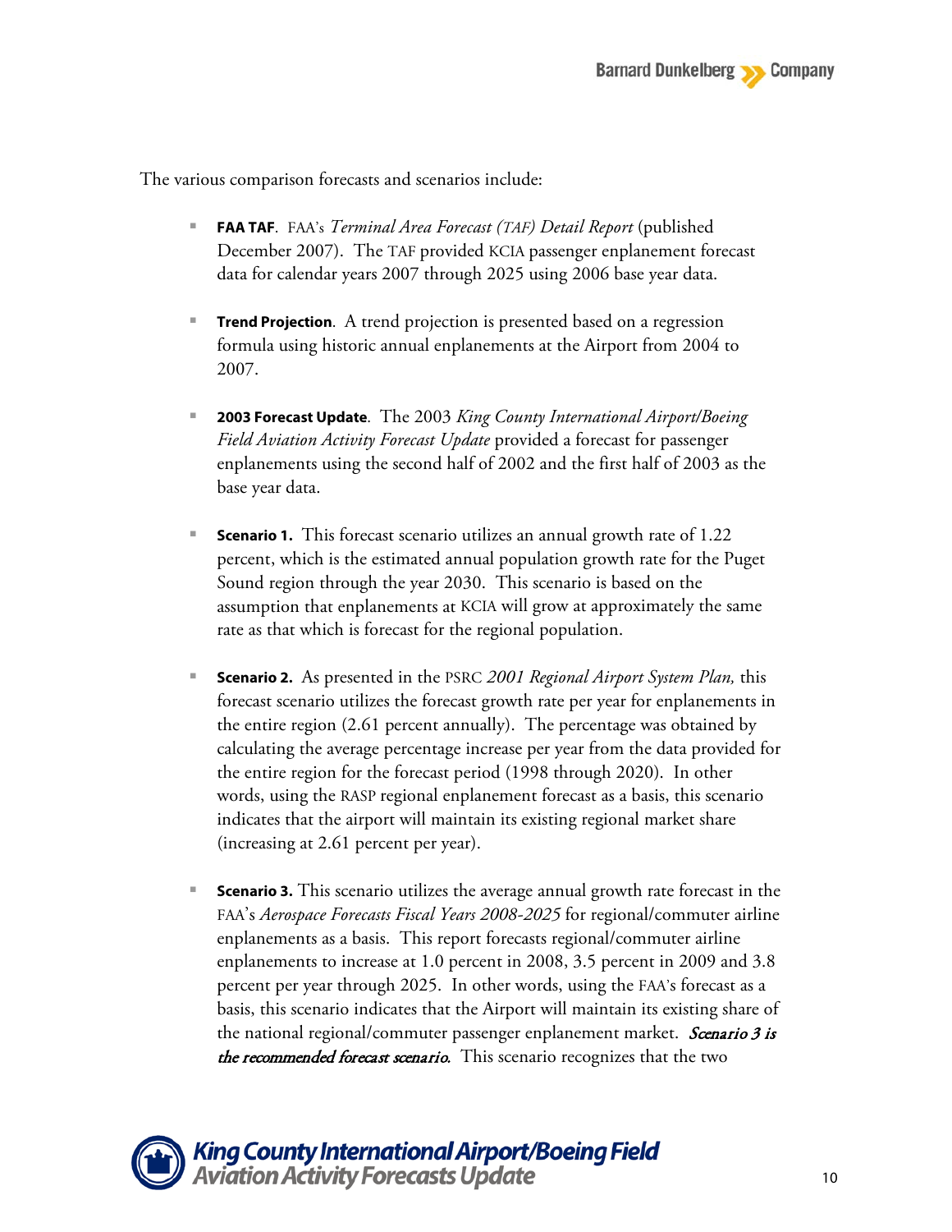The various comparison forecasts and scenarios include:

- **FAA TAF**. FAA's *Terminal Area Forecast (TAF) Detail Report* (published December 2007). The TAF provided KCIA passenger enplanement forecast data for calendar years 2007 through 2025 using 2006 base year data.

- **Trend Projection**. A trend projection is presented based on a regression formula using historic annual enplanements at the Airport from 2004 to 2007.

- **2003 Forecast Update**. The 2003 *King County International Airport/Boeing Field Aviation Activity Forecast Update* provided a forecast for passenger enplanements using the second half of 2002 and the first half of 2003 as the base year data.

- **Scenario 1.** This forecast scenario utilizes an annual growth rate of 1.22 percent, which is the estimated annual population growth rate for the Puget Sound region through the year 2030. This scenario is based on the assumption that enplanements at KCIA will grow at approximately the same rate as that which is forecast for the regional population.

- **Scenario 2.** As presented in the PSRC *2001 Regional Airport System Plan,* this forecast scenario utilizes the forecast growth rate per year for enplanements in the entire region (2.61 percent annually). The percentage was obtained by calculating the average percentage increase per year from the data provided for the entire region for the forecast period (1998 through 2020). In other words, using the RASP regional enplanement forecast as a basis, this scenario indicates that the airport will maintain its existing regional market share (increasing at 2.61 percent per year).

- **Scenario 3.** This scenario utilizes the average annual growth rate forecast in the FAA's *Aerospace Forecasts Fiscal Years 2008-2025* for regional/commuter airline enplanements as a basis. This report forecasts regional/commuter airline enplanements to increase at 1.0 percent in 2008, 3.5 percent in 2009 and 3.8 percent per year through 2025. In other words, using the FAA's forecast as a basis, this scenario indicates that the Airport will maintain its existing share of the national regional/commuter passenger enplanement market. ***Scenario 3 is the recommended forecast scenario.*** This scenario recognizes that the two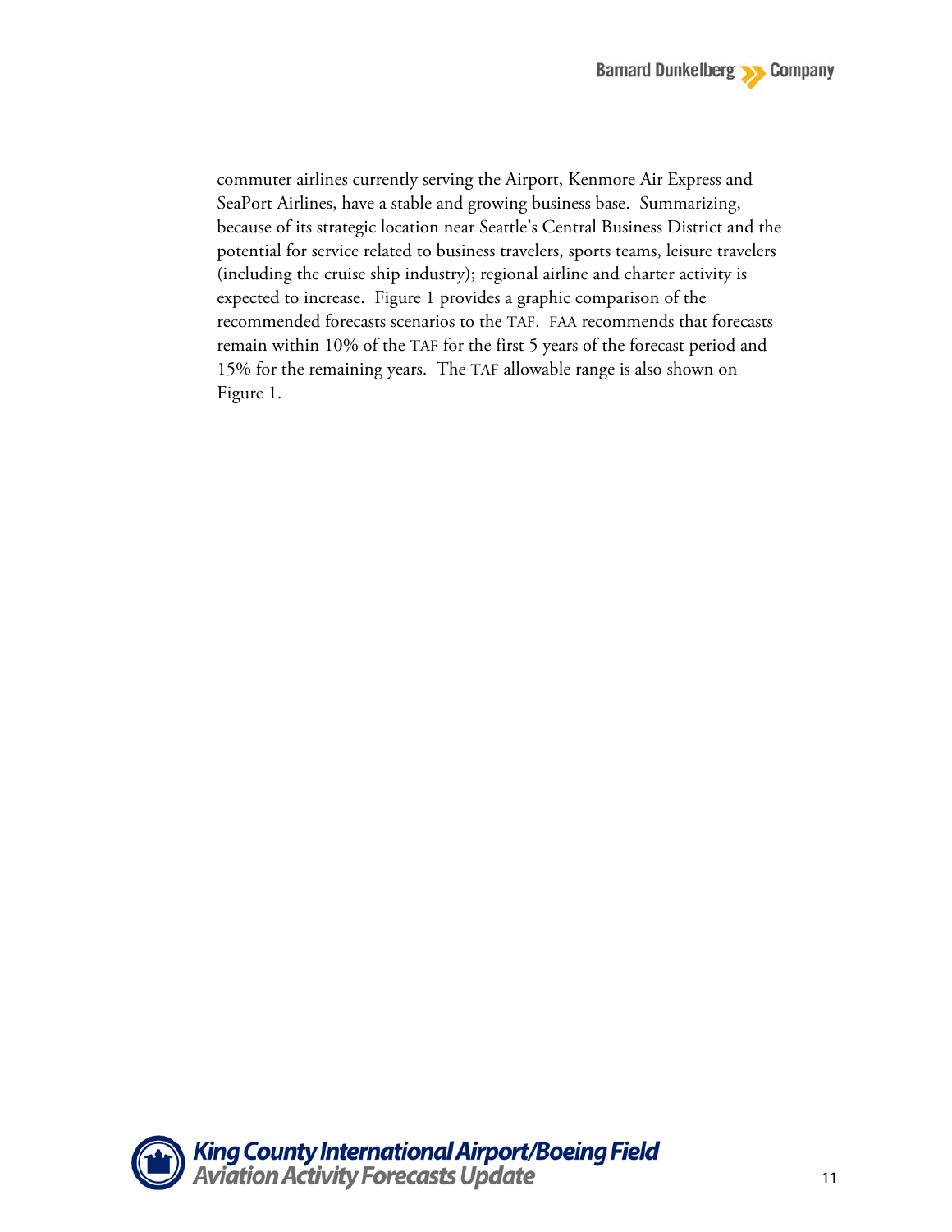commuter airlines currently serving the Airport, Kenmore Air Express and SeaPort Airlines, have a stable and growing business base. Summarizing, because of its strategic location near Seattle's Central Business District and the potential for service related to business travelers, sports teams, leisure travelers (including the cruise ship industry); regional airline and charter activity is expected to increase. Figure 1 provides a graphic comparison of the recommended forecasts scenarios to the TAF. FAA recommends that forecasts remain within 10% of the TAF for the first 5 years of the forecast period and 15% for the remaining years. The TAF allowable range is also shown on Figure 1.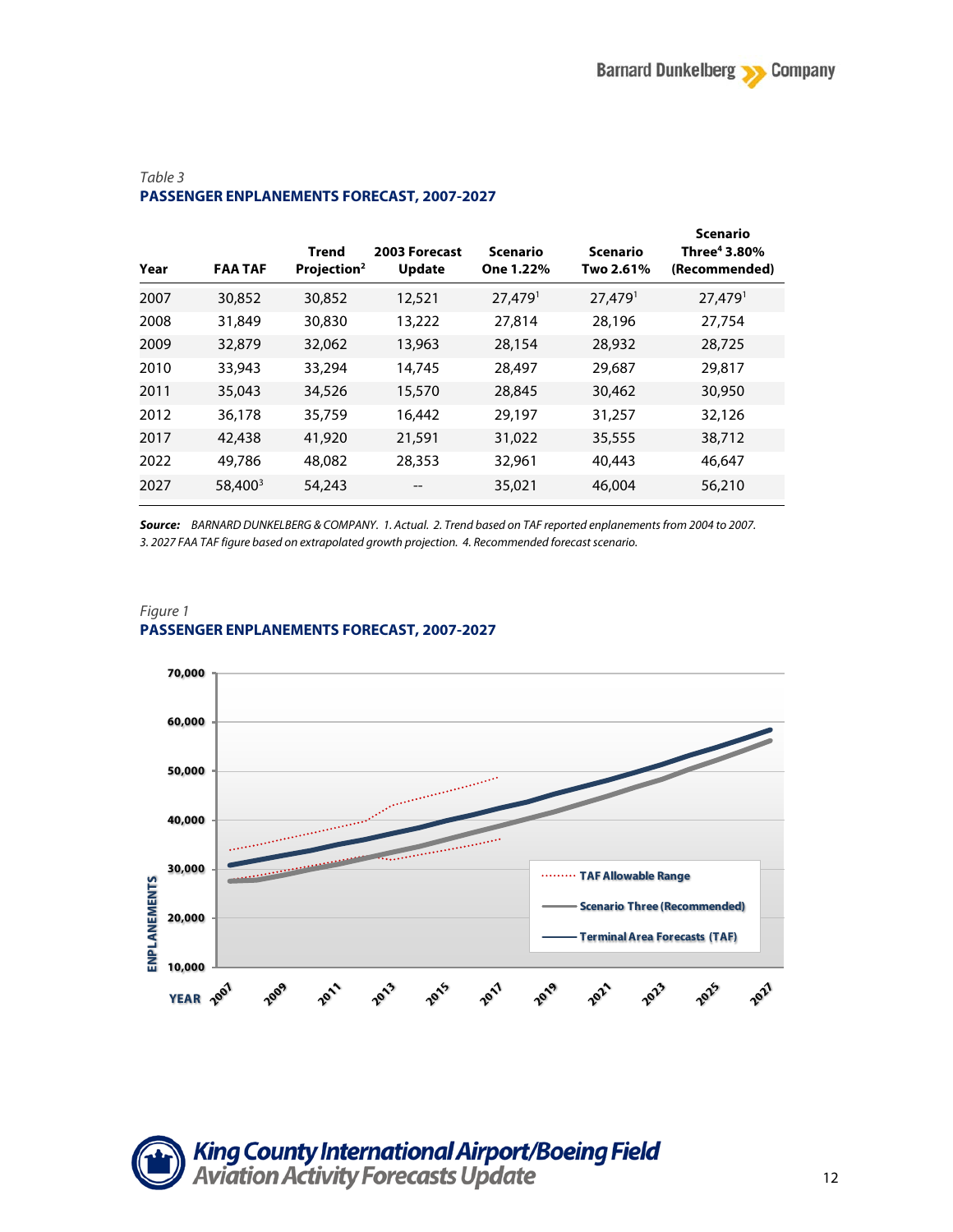*Table 3*
**PASSENGER ENPLANEMENTS FORECAST, 2007-2027**

| Year | FAA TAF | Trend Projection[2] | 2003 Forecast Update | Scenario One 1.22% | Scenario Two 2.61% | Scenario Three[4] 3.80% (Recommended) |
|---|---|---|---|---|---|---|
| 2007 | 30,852 | 30,852 | 12,521 | 27,479[1] | 27,479[1] | 27,479[1] |
| 2008 | 31,849 | 30,830 | 13,222 | 27,814 | 28,196 | 27,754 |
| 2009 | 32,879 | 32,062 | 13,963 | 28,154 | 28,932 | 28,725 |
| 2010 | 33,943 | 33,294 | 14,745 | 28,497 | 29,687 | 29,817 |
| 2011 | 35,043 | 34,526 | 15,570 | 28,845 | 30,462 | 30,950 |
| 2012 | 36,178 | 35,759 | 16,442 | 29,197 | 31,257 | 32,126 |
| 2017 | 42,438 | 41,920 | 21,591 | 31,022 | 35,555 | 38,712 |
| 2022 | 49,786 | 48,082 | 28,353 | 32,961 | 40,443 | 46,647 |
| 2027 | 58,400[3] | 54,243 | -- | 35,021 | 46,004 | 56,210 |

***Source:*** *BARNARD DUNKELBERG & COMPANY. 1. Actual. 2. Trend based on TAF reported enplanements from 2004 to 2007. 3. 2027 FAA TAF figure based on extrapolated growth projection. 4. Recommended forecast scenario.*

*Figure 1*
**PASSENGER ENPLANEMENTS FORECAST, 2007-2027**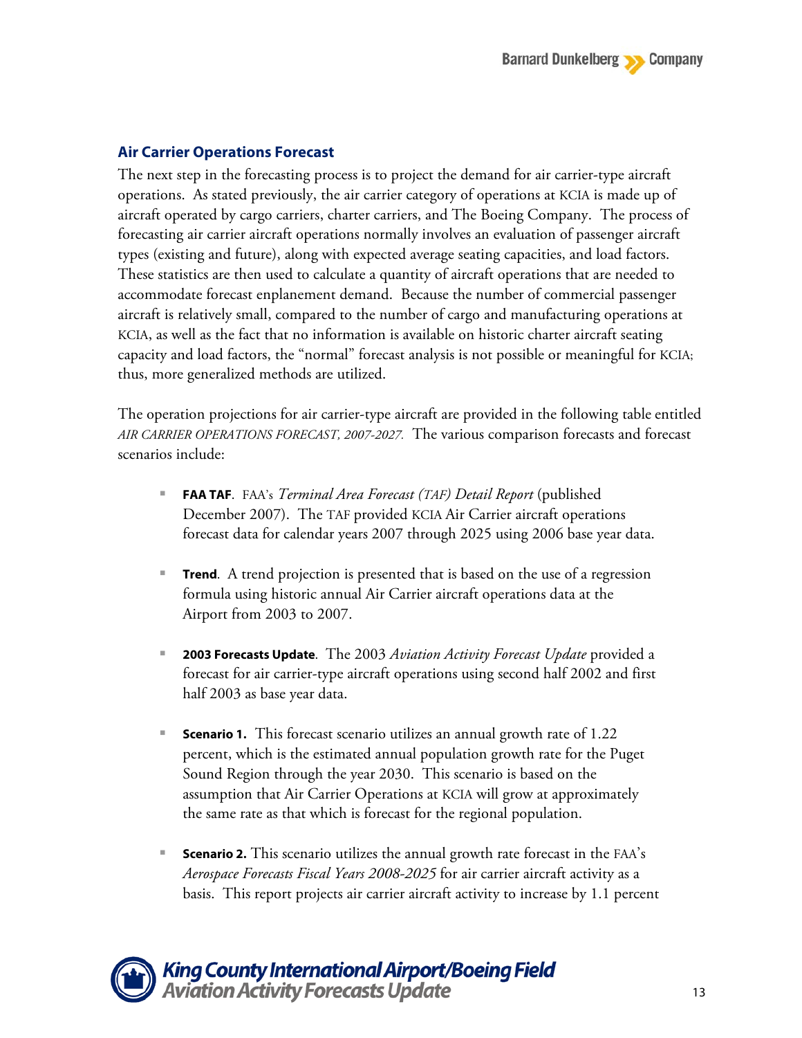### Air Carrier Operations Forecast

The next step in the forecasting process is to project the demand for air carrier-type aircraft operations. As stated previously, the air carrier category of operations at KCIA is made up of aircraft operated by cargo carriers, charter carriers, and The Boeing Company. The process of forecasting air carrier aircraft operations normally involves an evaluation of passenger aircraft types (existing and future), along with expected average seating capacities, and load factors. These statistics are then used to calculate a quantity of aircraft operations that are needed to accommodate forecast enplanement demand. Because the number of commercial passenger aircraft is relatively small, compared to the number of cargo and manufacturing operations at KCIA, as well as the fact that no information is available on historic charter aircraft seating capacity and load factors, the "normal" forecast analysis is not possible or meaningful for KCIA; thus, more generalized methods are utilized.

The operation projections for air carrier-type aircraft are provided in the following table entitled *AIR CARRIER OPERATIONS FORECAST, 2007-2027.* The various comparison forecasts and forecast scenarios include:

- **FAA TAF**. FAA's *Terminal Area Forecast (TAF) Detail Report* (published December 2007). The TAF provided KCIA Air Carrier aircraft operations forecast data for calendar years 2007 through 2025 using 2006 base year data.
- **Trend**. A trend projection is presented that is based on the use of a regression formula using historic annual Air Carrier aircraft operations data at the Airport from 2003 to 2007.
- **2003 Forecasts Update**. The 2003 *Aviation Activity Forecast Update* provided a forecast for air carrier-type aircraft operations using second half 2002 and first half 2003 as base year data.
- **Scenario 1.** This forecast scenario utilizes an annual growth rate of 1.22 percent, which is the estimated annual population growth rate for the Puget Sound Region through the year 2030. This scenario is based on the assumption that Air Carrier Operations at KCIA will grow at approximately the same rate as that which is forecast for the regional population.
- **Scenario 2.** This scenario utilizes the annual growth rate forecast in the FAA's *Aerospace Forecasts Fiscal Years 2008-2025* for air carrier aircraft activity as a basis. This report projects air carrier aircraft activity to increase by 1.1 percent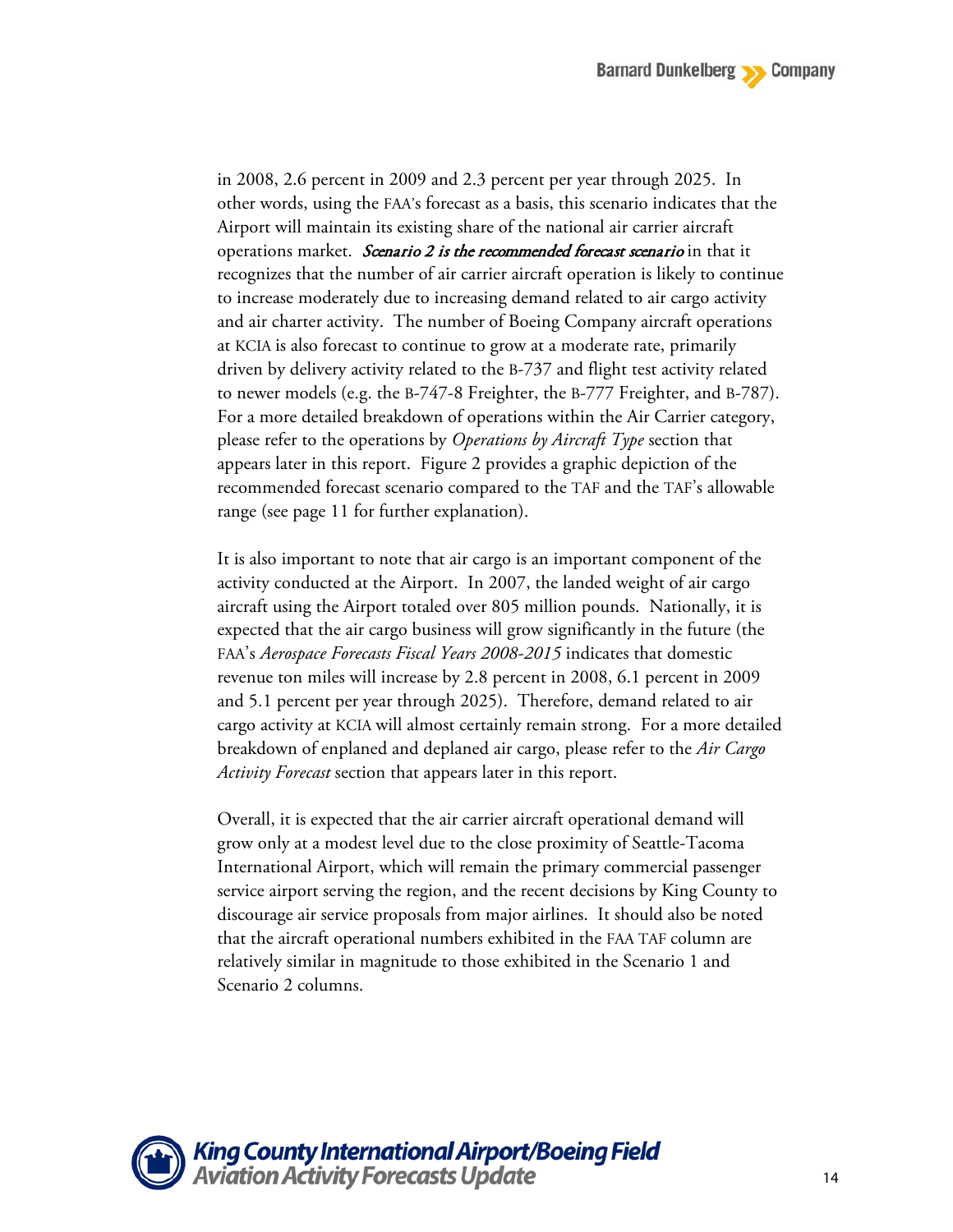in 2008, 2.6 percent in 2009 and 2.3 percent per year through 2025. In other words, using the FAA's forecast as a basis, this scenario indicates that the Airport will maintain its existing share of the national air carrier aircraft operations market. ***Scenario 2 is the recommended forecast scenario*** in that it recognizes that the number of air carrier aircraft operation is likely to continue to increase moderately due to increasing demand related to air cargo activity and air charter activity. The number of Boeing Company aircraft operations at KCIA is also forecast to continue to grow at a moderate rate, primarily driven by delivery activity related to the B-737 and flight test activity related to newer models (e.g. the B-747-8 Freighter, the B-777 Freighter, and B-787). For a more detailed breakdown of operations within the Air Carrier category, please refer to the operations by *Operations by Aircraft Type* section that appears later in this report. Figure 2 provides a graphic depiction of the recommended forecast scenario compared to the TAF and the TAF's allowable range (see page 11 for further explanation).

It is also important to note that air cargo is an important component of the activity conducted at the Airport. In 2007, the landed weight of air cargo aircraft using the Airport totaled over 805 million pounds. Nationally, it is expected that the air cargo business will grow significantly in the future (the FAA's *Aerospace Forecasts Fiscal Years 2008-2015* indicates that domestic revenue ton miles will increase by 2.8 percent in 2008, 6.1 percent in 2009 and 5.1 percent per year through 2025). Therefore, demand related to air cargo activity at KCIA will almost certainly remain strong. For a more detailed breakdown of enplaned and deplaned air cargo, please refer to the *Air Cargo Activity Forecast* section that appears later in this report.

Overall, it is expected that the air carrier aircraft operational demand will grow only at a modest level due to the close proximity of Seattle-Tacoma International Airport, which will remain the primary commercial passenger service airport serving the region, and the recent decisions by King County to discourage air service proposals from major airlines. It should also be noted that the aircraft operational numbers exhibited in the FAA TAF column are relatively similar in magnitude to those exhibited in the Scenario 1 and Scenario 2 columns.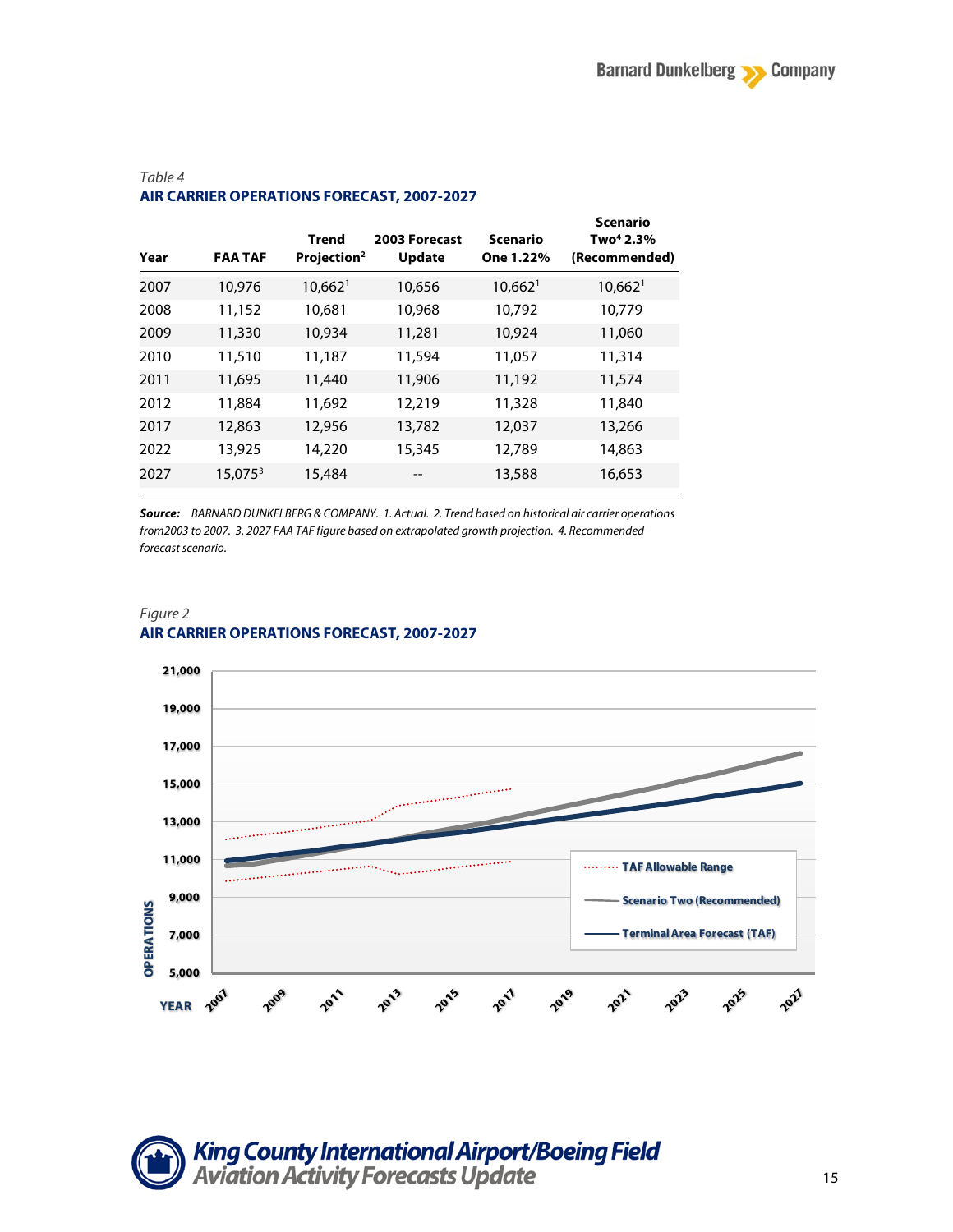*Table 4*

**AIR CARRIER OPERATIONS FORECAST, 2007-2027**

| Year | FAA TAF | Trend Projection[2] | 2003 Forecast Update | Scenario One 1.22% | Scenario Two[4] 2.3% (Recommended) |
|---|---|---|---|---|---|
| 2007 | 10,976 | 10,662[1] | 10,656 | 10,662[1] | 10,662[1] |
| 2008 | 11,152 | 10,681 | 10,968 | 10,792 | 10,779 |
| 2009 | 11,330 | 10,934 | 11,281 | 10,924 | 11,060 |
| 2010 | 11,510 | 11,187 | 11,594 | 11,057 | 11,314 |
| 2011 | 11,695 | 11,440 | 11,906 | 11,192 | 11,574 |
| 2012 | 11,884 | 11,692 | 12,219 | 11,328 | 11,840 |
| 2017 | 12,863 | 12,956 | 13,782 | 12,037 | 13,266 |
| 2022 | 13,925 | 14,220 | 15,345 | 12,789 | 14,863 |
| 2027 | 15,075[3] | 15,484 | -- | 13,588 | 16,653 |

***Source:*** *BARNARD DUNKELBERG & COMPANY. 1. Actual. 2. Trend based on historical air carrier operations from2003 to 2007. 3. 2027 FAA TAF figure based on extrapolated growth projection. 4. Recommended forecast scenario.*

*Figure 2*

**AIR CARRIER OPERATIONS FORECAST, 2007-2027**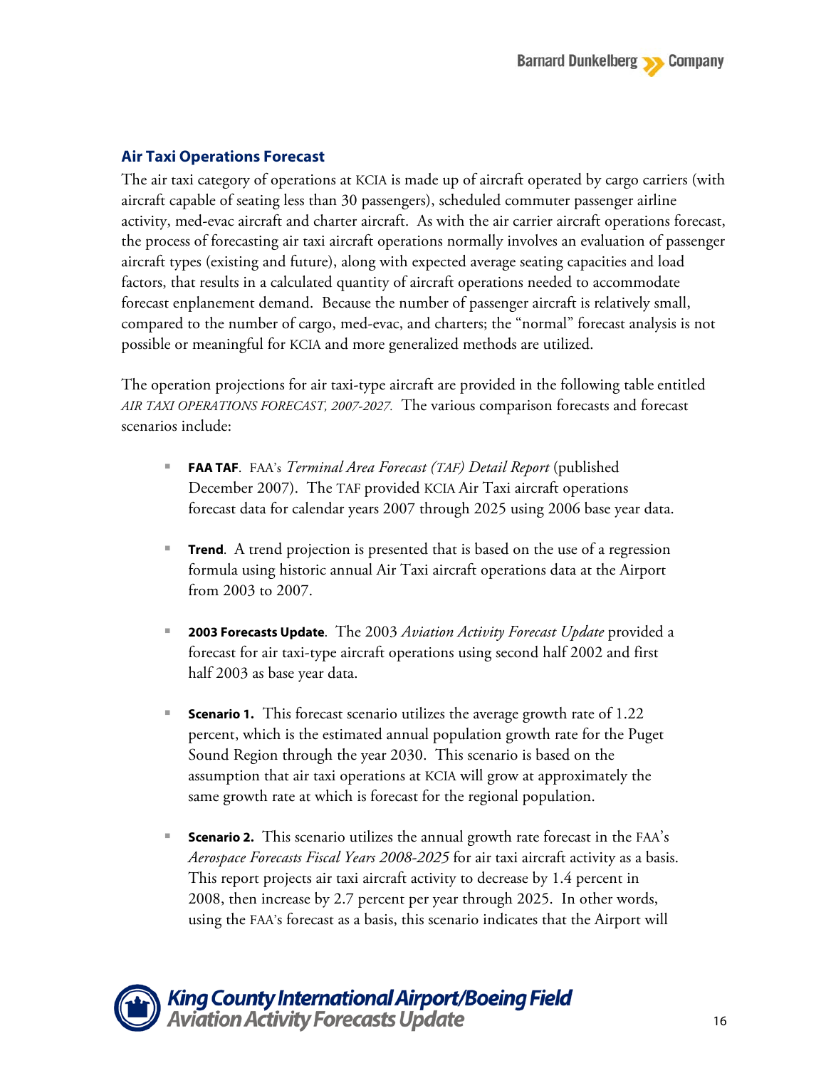### Air Taxi Operations Forecast

The air taxi category of operations at KCIA is made up of aircraft operated by cargo carriers (with aircraft capable of seating less than 30 passengers), scheduled commuter passenger airline activity, med-evac aircraft and charter aircraft. As with the air carrier aircraft operations forecast, the process of forecasting air taxi aircraft operations normally involves an evaluation of passenger aircraft types (existing and future), along with expected average seating capacities and load factors, that results in a calculated quantity of aircraft operations needed to accommodate forecast enplanement demand. Because the number of passenger aircraft is relatively small, compared to the number of cargo, med-evac, and charters; the "normal" forecast analysis is not possible or meaningful for KCIA and more generalized methods are utilized.

The operation projections for air taxi-type aircraft are provided in the following table entitled *AIR TAXI OPERATIONS FORECAST, 2007-2027.* The various comparison forecasts and forecast scenarios include:

- **FAA TAF**. FAA's *Terminal Area Forecast (TAF) Detail Report* (published December 2007). The TAF provided KCIA Air Taxi aircraft operations forecast data for calendar years 2007 through 2025 using 2006 base year data.
- **Trend**. A trend projection is presented that is based on the use of a regression formula using historic annual Air Taxi aircraft operations data at the Airport from 2003 to 2007.
- **2003 Forecasts Update**. The 2003 *Aviation Activity Forecast Update* provided a forecast for air taxi-type aircraft operations using second half 2002 and first half 2003 as base year data.
- **Scenario 1.** This forecast scenario utilizes the average growth rate of 1.22 percent, which is the estimated annual population growth rate for the Puget Sound Region through the year 2030. This scenario is based on the assumption that air taxi operations at KCIA will grow at approximately the same growth rate at which is forecast for the regional population.
- **Scenario 2.** This scenario utilizes the annual growth rate forecast in the FAA's *Aerospace Forecasts Fiscal Years 2008-2025* for air taxi aircraft activity as a basis. This report projects air taxi aircraft activity to decrease by 1.4 percent in 2008, then increase by 2.7 percent per year through 2025. In other words, using the FAA's forecast as a basis, this scenario indicates that the Airport will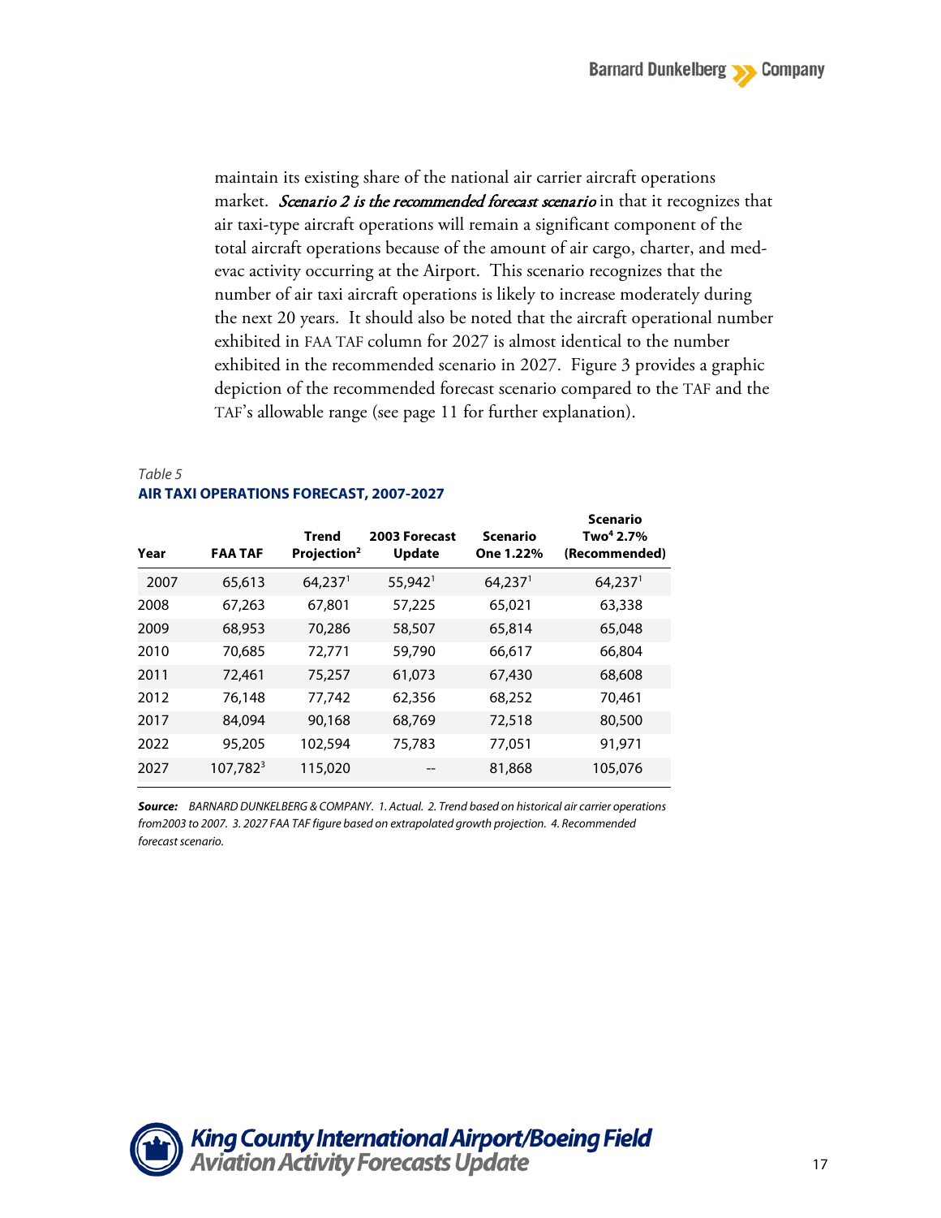maintain its existing share of the national air carrier aircraft operations market. ***Scenario 2 is the recommended forecast scenario*** in that it recognizes that air taxi-type aircraft operations will remain a significant component of the total aircraft operations because of the amount of air cargo, charter, and med-evac activity occurring at the Airport. This scenario recognizes that the number of air taxi aircraft operations is likely to increase moderately during the next 20 years. It should also be noted that the aircraft operational number exhibited in FAA TAF column for 2027 is almost identical to the number exhibited in the recommended scenario in 2027. Figure 3 provides a graphic depiction of the recommended forecast scenario compared to the TAF and the TAF's allowable range (see page 11 for further explanation).

*Table 5*

**AIR TAXI OPERATIONS FORECAST, 2007-2027**

| Year | FAA TAF | Trend Projection[2] | 2003 Forecast Update | Scenario One 1.22% | Scenario Two[4] 2.7% (Recommended) |
|---|---|---|---|---|---|
| 2007 | 65,613 | 64,237[1] | 55,942[1] | 64,237[1] | 64,237[1] |
| 2008 | 67,263 | 67,801 | 57,225 | 65,021 | 63,338 |
| 2009 | 68,953 | 70,286 | 58,507 | 65,814 | 65,048 |
| 2010 | 70,685 | 72,771 | 59,790 | 66,617 | 66,804 |
| 2011 | 72,461 | 75,257 | 61,073 | 67,430 | 68,608 |
| 2012 | 76,148 | 77,742 | 62,356 | 68,252 | 70,461 |
| 2017 | 84,094 | 90,168 | 68,769 | 72,518 | 80,500 |
| 2022 | 95,205 | 102,594 | 75,783 | 77,051 | 91,971 |
| 2027 | 107,782[3] | 115,020 | -- | 81,868 | 105,076 |

***Source:*** *BARNARD DUNKELBERG & COMPANY. 1. Actual. 2. Trend based on historical air carrier operations from2003 to 2007. 3. 2027 FAA TAF figure based on extrapolated growth projection. 4. Recommended forecast scenario.*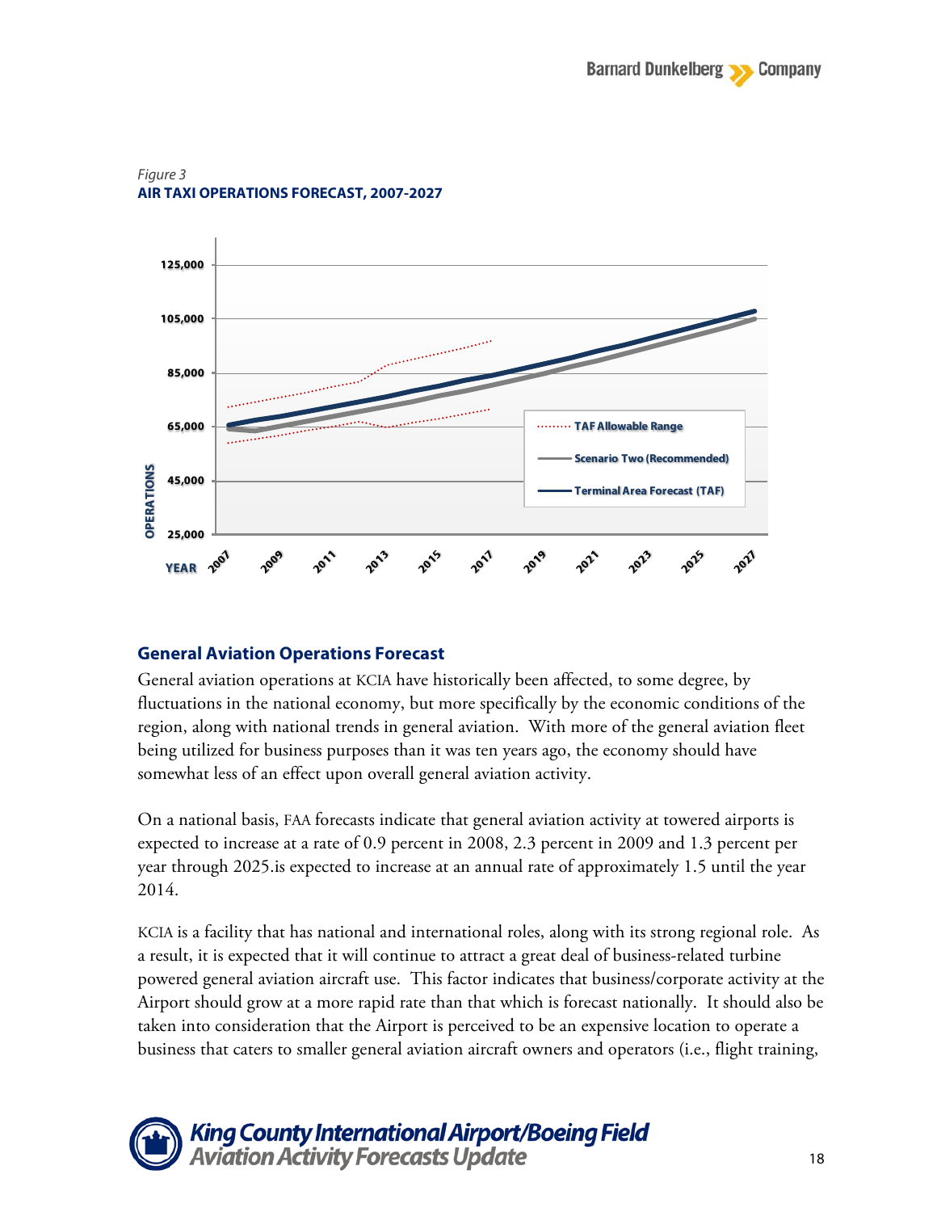*Figure 3*
**AIR TAXI OPERATIONS FORECAST, 2007-2027**

### General Aviation Operations Forecast

General aviation operations at KCIA have historically been affected, to some degree, by fluctuations in the national economy, but more specifically by the economic conditions of the region, along with national trends in general aviation. With more of the general aviation fleet being utilized for business purposes than it was ten years ago, the economy should have somewhat less of an effect upon overall general aviation activity.

On a national basis, FAA forecasts indicate that general aviation activity at towered airports is expected to increase at a rate of 0.9 percent in 2008, 2.3 percent in 2009 and 1.3 percent per year through 2025.is expected to increase at an annual rate of approximately 1.5 until the year 2014.

KCIA is a facility that has national and international roles, along with its strong regional role. As a result, it is expected that it will continue to attract a great deal of business-related turbine powered general aviation aircraft use. This factor indicates that business/corporate activity at the Airport should grow at a more rapid rate than that which is forecast nationally. It should also be taken into consideration that the Airport is perceived to be an expensive location to operate a business that caters to smaller general aviation aircraft owners and operators (i.e., flight training,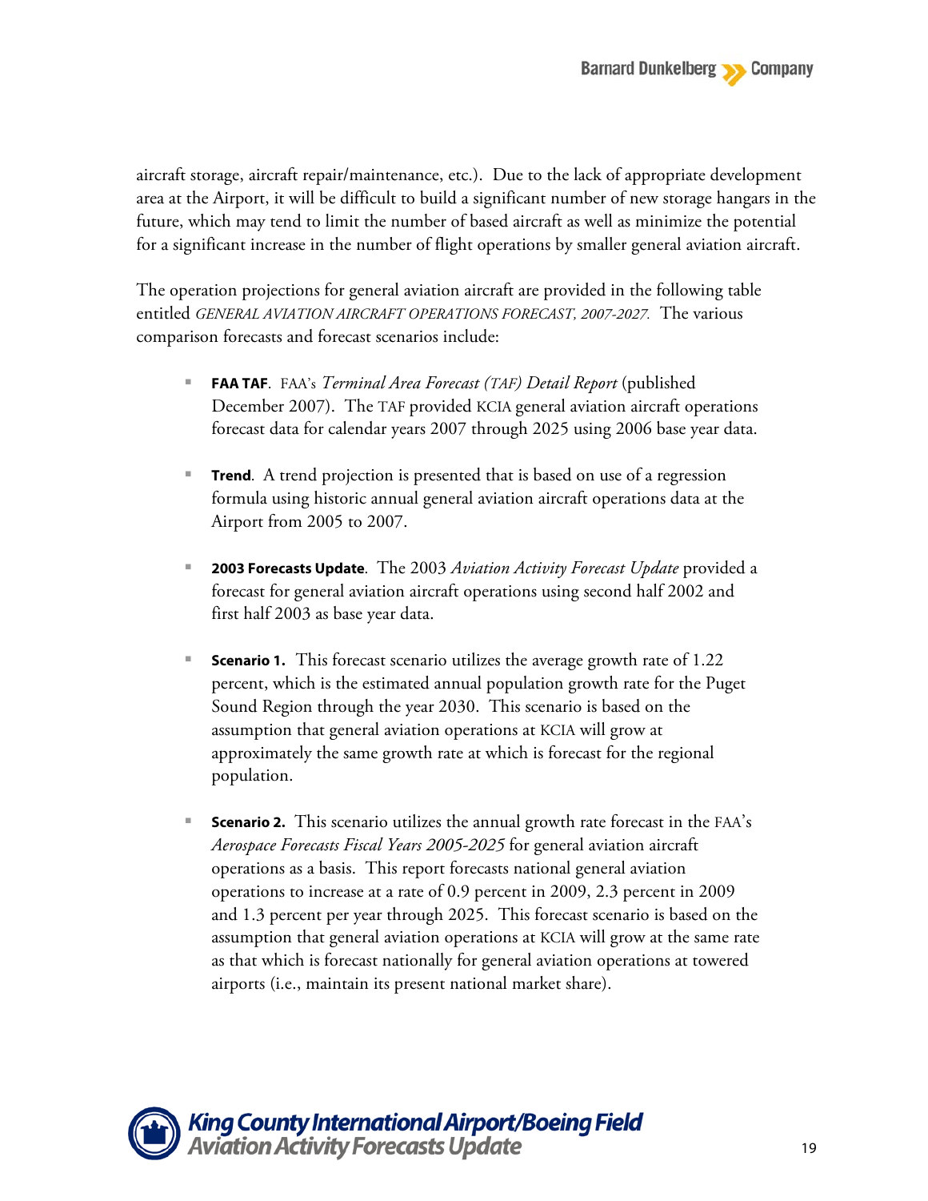aircraft storage, aircraft repair/maintenance, etc.). Due to the lack of appropriate development area at the Airport, it will be difficult to build a significant number of new storage hangars in the future, which may tend to limit the number of based aircraft as well as minimize the potential for a significant increase in the number of flight operations by smaller general aviation aircraft.

The operation projections for general aviation aircraft are provided in the following table entitled *GENERAL AVIATION AIRCRAFT OPERATIONS FORECAST, 2007-2027.* The various comparison forecasts and forecast scenarios include:

- **FAA TAF**. FAA's *Terminal Area Forecast (TAF) Detail Report* (published December 2007). The TAF provided KCIA general aviation aircraft operations forecast data for calendar years 2007 through 2025 using 2006 base year data.

- **Trend**. A trend projection is presented that is based on use of a regression formula using historic annual general aviation aircraft operations data at the Airport from 2005 to 2007.

- **2003 Forecasts Update**. The 2003 *Aviation Activity Forecast Update* provided a forecast for general aviation aircraft operations using second half 2002 and first half 2003 as base year data.

- **Scenario 1.** This forecast scenario utilizes the average growth rate of 1.22 percent, which is the estimated annual population growth rate for the Puget Sound Region through the year 2030. This scenario is based on the assumption that general aviation operations at KCIA will grow at approximately the same growth rate at which is forecast for the regional population.

- **Scenario 2.** This scenario utilizes the annual growth rate forecast in the FAA's *Aerospace Forecasts Fiscal Years 2005-2025* for general aviation aircraft operations as a basis. This report forecasts national general aviation operations to increase at a rate of 0.9 percent in 2009, 2.3 percent in 2009 and 1.3 percent per year through 2025. This forecast scenario is based on the assumption that general aviation operations at KCIA will grow at the same rate as that which is forecast nationally for general aviation operations at towered airports (i.e., maintain its present national market share).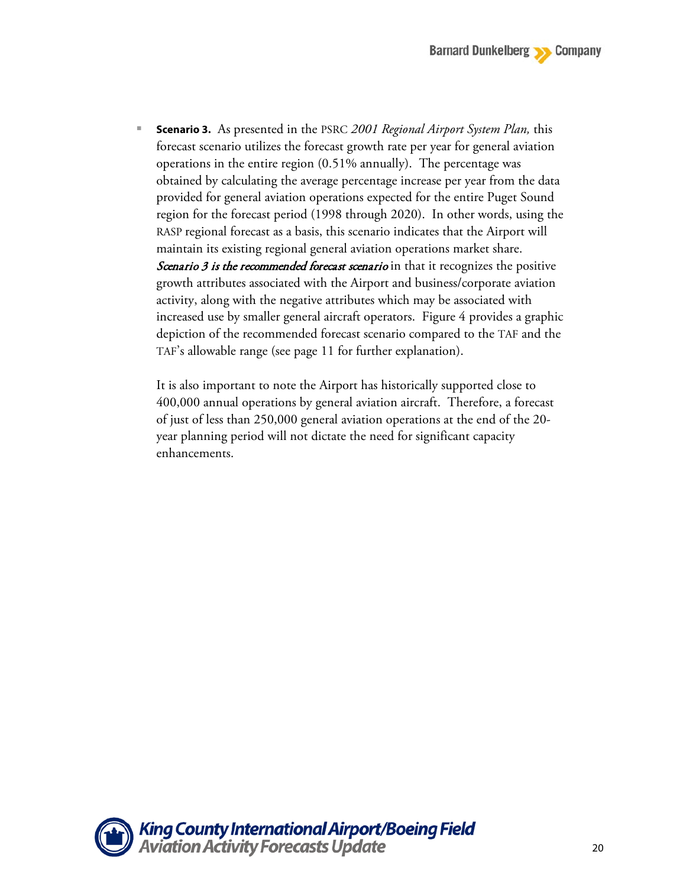- **Scenario 3.** As presented in the PSRC *2001 Regional Airport System Plan,* this forecast scenario utilizes the forecast growth rate per year for general aviation operations in the entire region (0.51% annually). The percentage was obtained by calculating the average percentage increase per year from the data provided for general aviation operations expected for the entire Puget Sound region for the forecast period (1998 through 2020). In other words, using the RASP regional forecast as a basis, this scenario indicates that the Airport will maintain its existing regional general aviation operations market share. ***Scenario 3 is the recommended forecast scenario*** in that it recognizes the positive growth attributes associated with the Airport and business/corporate aviation activity, along with the negative attributes which may be associated with increased use by smaller general aircraft operators. Figure 4 provides a graphic depiction of the recommended forecast scenario compared to the TAF and the TAF's allowable range (see page 11 for further explanation).

  It is also important to note the Airport has historically supported close to 400,000 annual operations by general aviation aircraft. Therefore, a forecast of just of less than 250,000 general aviation operations at the end of the 20-year planning period will not dictate the need for significant capacity enhancements.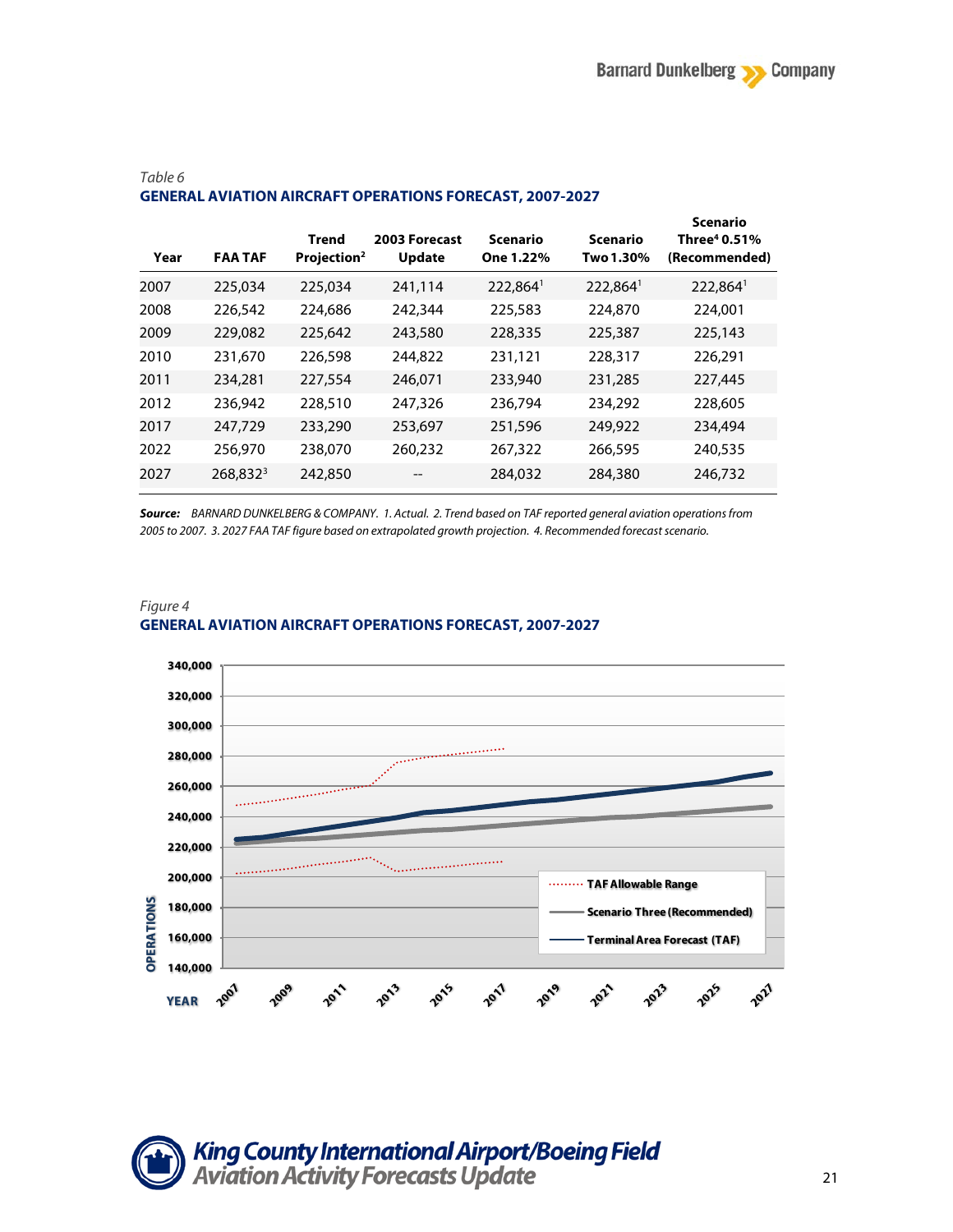*Table 6*

**GENERAL AVIATION AIRCRAFT OPERATIONS FORECAST, 2007-2027**

| Year | FAA TAF | Trend Projection[2] | 2003 Forecast Update | Scenario One 1.22% | Scenario Two 1.30% | Scenario Three[4] 0.51% (Recommended) |
|---|---|---|---|---|---|---|
| 2007 | 225,034 | 225,034 | 241,114 | 222,864[1] | 222,864[1] | 222,864[1] |
| 2008 | 226,542 | 224,686 | 242,344 | 225,583 | 224,870 | 224,001 |
| 2009 | 229,082 | 225,642 | 243,580 | 228,335 | 225,387 | 225,143 |
| 2010 | 231,670 | 226,598 | 244,822 | 231,121 | 228,317 | 226,291 |
| 2011 | 234,281 | 227,554 | 246,071 | 233,940 | 231,285 | 227,445 |
| 2012 | 236,942 | 228,510 | 247,326 | 236,794 | 234,292 | 228,605 |
| 2017 | 247,729 | 233,290 | 253,697 | 251,596 | 249,922 | 234,494 |
| 2022 | 256,970 | 238,070 | 260,232 | 267,322 | 266,595 | 240,535 |
| 2027 | 268,832[3] | 242,850 | -- | 284,032 | 284,380 | 246,732 |

***Source:*** *BARNARD DUNKELBERG & COMPANY. 1. Actual. 2. Trend based on TAF reported general aviation operations from 2005 to 2007. 3. 2027 FAA TAF figure based on extrapolated growth projection. 4. Recommended forecast scenario.*

*Figure 4*

**GENERAL AVIATION AIRCRAFT OPERATIONS FORECAST, 2007-2027**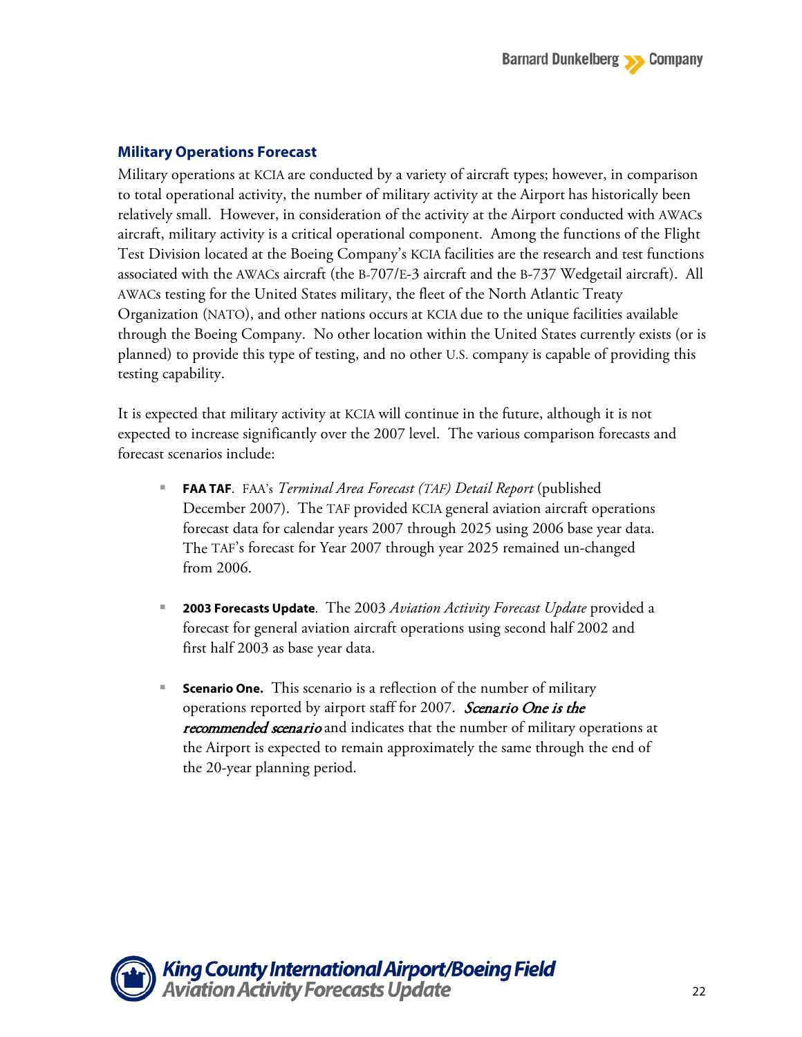### Military Operations Forecast

Military operations at KCIA are conducted by a variety of aircraft types; however, in comparison to total operational activity, the number of military activity at the Airport has historically been relatively small. However, in consideration of the activity at the Airport conducted with AWACs aircraft, military activity is a critical operational component. Among the functions of the Flight Test Division located at the Boeing Company's KCIA facilities are the research and test functions associated with the AWACs aircraft (the B-707/E-3 aircraft and the B-737 Wedgetail aircraft). All AWACs testing for the United States military, the fleet of the North Atlantic Treaty Organization (NATO), and other nations occurs at KCIA due to the unique facilities available through the Boeing Company. No other location within the United States currently exists (or is planned) to provide this type of testing, and no other U.S. company is capable of providing this testing capability.

It is expected that military activity at KCIA will continue in the future, although it is not expected to increase significantly over the 2007 level. The various comparison forecasts and forecast scenarios include:

- **FAA TAF**. FAA's *Terminal Area Forecast (TAF) Detail Report* (published December 2007). The TAF provided KCIA general aviation aircraft operations forecast data for calendar years 2007 through 2025 using 2006 base year data. The TAF's forecast for Year 2007 through year 2025 remained un-changed from 2006.

- **2003 Forecasts Update**. The 2003 *Aviation Activity Forecast Update* provided a forecast for general aviation aircraft operations using second half 2002 and first half 2003 as base year data.

- **Scenario One.** This scenario is a reflection of the number of military operations reported by airport staff for 2007. ***Scenario One is the recommended scenario*** and indicates that the number of military operations at the Airport is expected to remain approximately the same through the end of the 20-year planning period.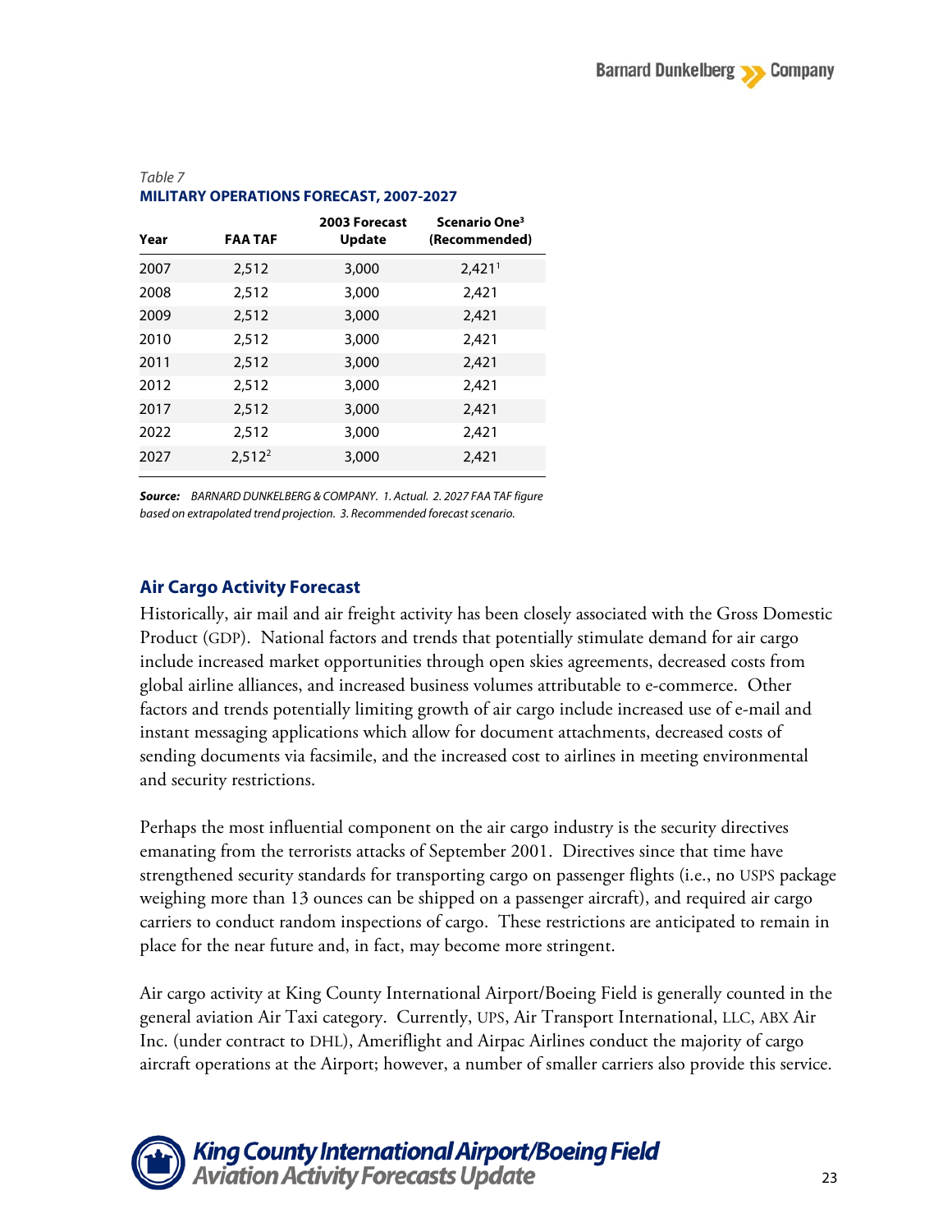*Table 7*
**MILITARY OPERATIONS FORECAST, 2007-2027**

| Year | FAA TAF | 2003 Forecast Update | Scenario One[3] (Recommended) |
|---|---|---|---|
| 2007 | 2,512 | 3,000 | 2,421[1] |
| 2008 | 2,512 | 3,000 | 2,421 |
| 2009 | 2,512 | 3,000 | 2,421 |
| 2010 | 2,512 | 3,000 | 2,421 |
| 2011 | 2,512 | 3,000 | 2,421 |
| 2012 | 2,512 | 3,000 | 2,421 |
| 2017 | 2,512 | 3,000 | 2,421 |
| 2022 | 2,512 | 3,000 | 2,421 |
| 2027 | 2,512[2] | 3,000 | 2,421 |

***Source:*** *BARNARD DUNKELBERG & COMPANY. 1. Actual. 2. 2027 FAA TAF figure based on extrapolated trend projection. 3. Recommended forecast scenario.*

## Air Cargo Activity Forecast

Historically, air mail and air freight activity has been closely associated with the Gross Domestic Product (GDP). National factors and trends that potentially stimulate demand for air cargo include increased market opportunities through open skies agreements, decreased costs from global airline alliances, and increased business volumes attributable to e-commerce. Other factors and trends potentially limiting growth of air cargo include increased use of e-mail and instant messaging applications which allow for document attachments, decreased costs of sending documents via facsimile, and the increased cost to airlines in meeting environmental and security restrictions.

Perhaps the most influential component on the air cargo industry is the security directives emanating from the terrorists attacks of September 2001. Directives since that time have strengthened security standards for transporting cargo on passenger flights (i.e., no USPS package weighing more than 13 ounces can be shipped on a passenger aircraft), and required air cargo carriers to conduct random inspections of cargo. These restrictions are anticipated to remain in place for the near future and, in fact, may become more stringent.

Air cargo activity at King County International Airport/Boeing Field is generally counted in the general aviation Air Taxi category. Currently, UPS, Air Transport International, LLC, ABX Air Inc. (under contract to DHL), Ameriflight and Airpac Airlines conduct the majority of cargo aircraft operations at the Airport; however, a number of smaller carriers also provide this service.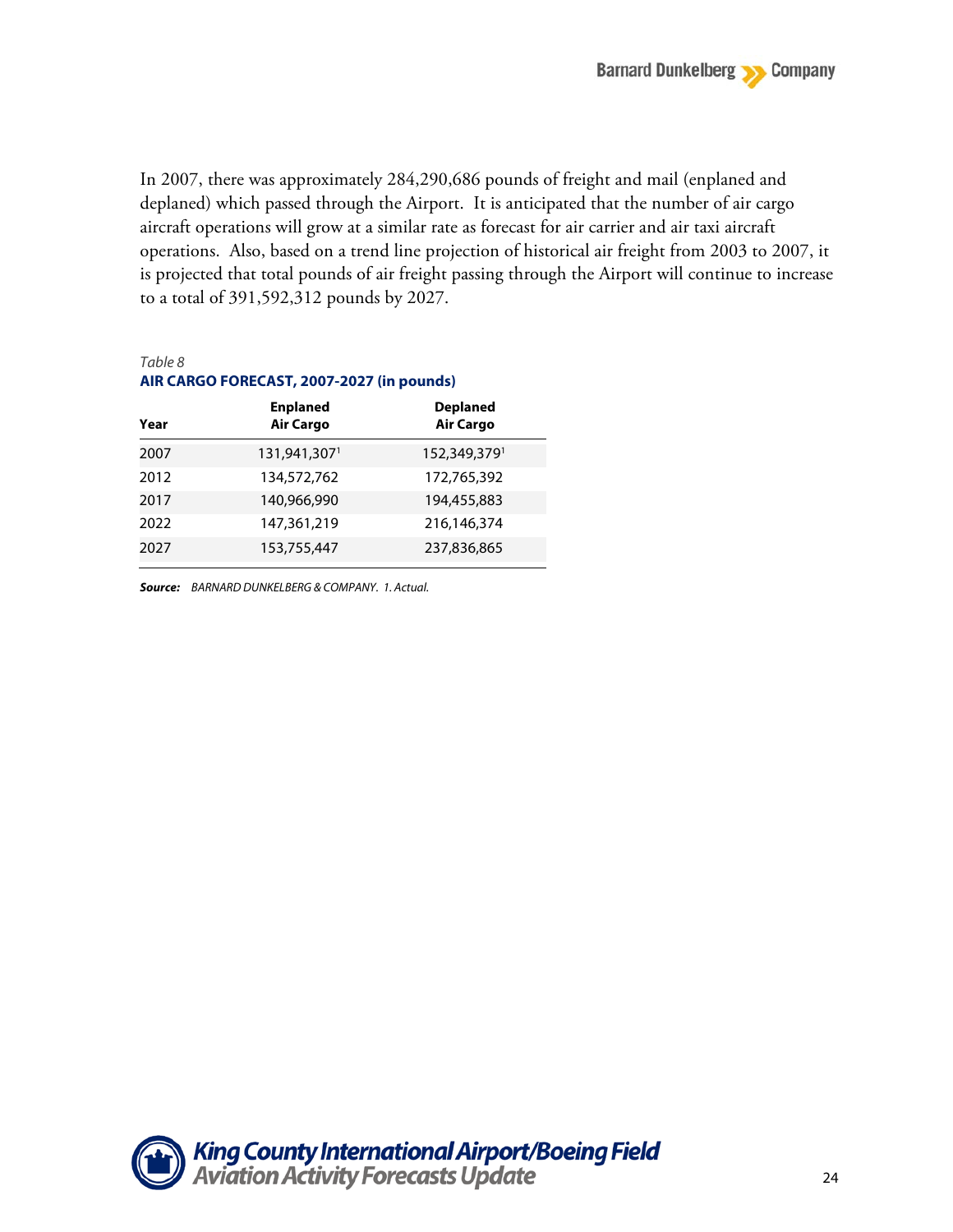In 2007, there was approximately 284,290,686 pounds of freight and mail (enplaned and deplaned) which passed through the Airport. It is anticipated that the number of air cargo aircraft operations will grow at a similar rate as forecast for air carrier and air taxi aircraft operations. Also, based on a trend line projection of historical air freight from 2003 to 2007, it is projected that total pounds of air freight passing through the Airport will continue to increase to a total of 391,592,312 pounds by 2027.

*Table 8*

**AIR CARGO FORECAST, 2007-2027 (in pounds)**

| Year | Enplaned Air Cargo | Deplaned Air Cargo |
|---|---|---|
| 2007 | 131,941,307[1] | 152,349,379[1] |
| 2012 | 134,572,762 | 172,765,392 |
| 2017 | 140,966,990 | 194,455,883 |
| 2022 | 147,361,219 | 216,146,374 |
| 2027 | 153,755,447 | 237,836,865 |

***Source:*** *BARNARD DUNKELBERG & COMPANY. 1. Actual.*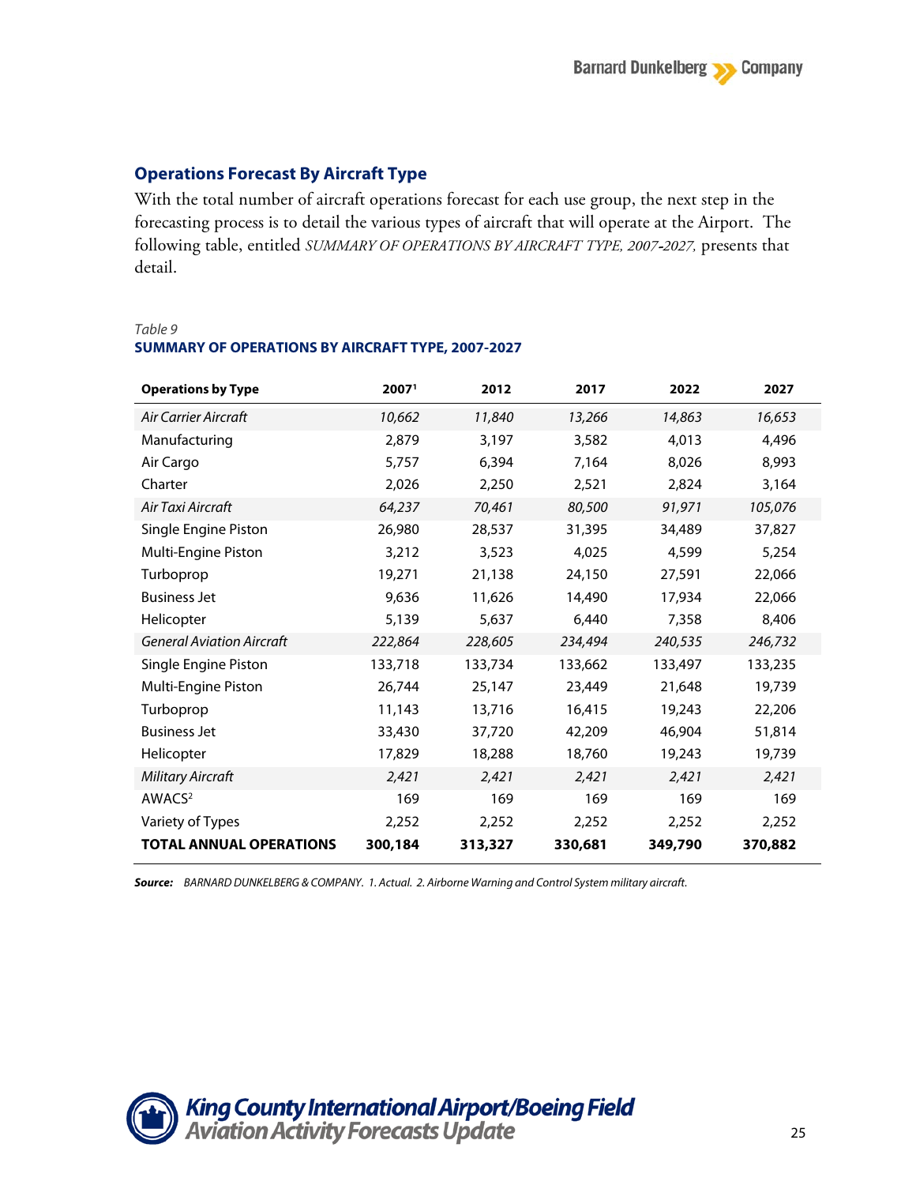## Operations Forecast By Aircraft Type

With the total number of aircraft operations forecast for each use group, the next step in the forecasting process is to detail the various types of aircraft that will operate at the Airport. The following table, entitled *SUMMARY OF OPERATIONS BY AIRCRAFT TYPE, 2007-2027,* presents that detail.

*Table 9*

**SUMMARY OF OPERATIONS BY AIRCRAFT TYPE, 2007-2027**

| Operations by Type | 2007[1] | 2012 | 2017 | 2022 | 2027 |
|---|---|---|---|---|---|
| *Air Carrier Aircraft* | *10,662* | *11,840* | *13,266* | *14,863* | *16,653* |
| Manufacturing | 2,879 | 3,197 | 3,582 | 4,013 | 4,496 |
| Air Cargo | 5,757 | 6,394 | 7,164 | 8,026 | 8,993 |
| Charter | 2,026 | 2,250 | 2,521 | 2,824 | 3,164 |
| *Air Taxi Aircraft* | *64,237* | *70,461* | *80,500* | *91,971* | *105,076* |
| Single Engine Piston | 26,980 | 28,537 | 31,395 | 34,489 | 37,827 |
| Multi-Engine Piston | 3,212 | 3,523 | 4,025 | 4,599 | 5,254 |
| Turboprop | 19,271 | 21,138 | 24,150 | 27,591 | 22,066 |
| Business Jet | 9,636 | 11,626 | 14,490 | 17,934 | 22,066 |
| Helicopter | 5,139 | 5,637 | 6,440 | 7,358 | 8,406 |
| *General Aviation Aircraft* | *222,864* | *228,605* | *234,494* | *240,535* | *246,732* |
| Single Engine Piston | 133,718 | 133,734 | 133,662 | 133,497 | 133,235 |
| Multi-Engine Piston | 26,744 | 25,147 | 23,449 | 21,648 | 19,739 |
| Turboprop | 11,143 | 13,716 | 16,415 | 19,243 | 22,206 |
| Business Jet | 33,430 | 37,720 | 42,209 | 46,904 | 51,814 |
| Helicopter | 17,829 | 18,288 | 18,760 | 19,243 | 19,739 |
| *Military Aircraft* | *2,421* | *2,421* | *2,421* | *2,421* | *2,421* |
| AWACS[2] | 169 | 169 | 169 | 169 | 169 |
| Variety of Types | 2,252 | 2,252 | 2,252 | 2,252 | 2,252 |
| **TOTAL ANNUAL OPERATIONS** | **300,184** | **313,327** | **330,681** | **349,790** | **370,882** |

***Source:*** *BARNARD DUNKELBERG & COMPANY. 1. Actual. 2. Airborne Warning and Control System military aircraft.*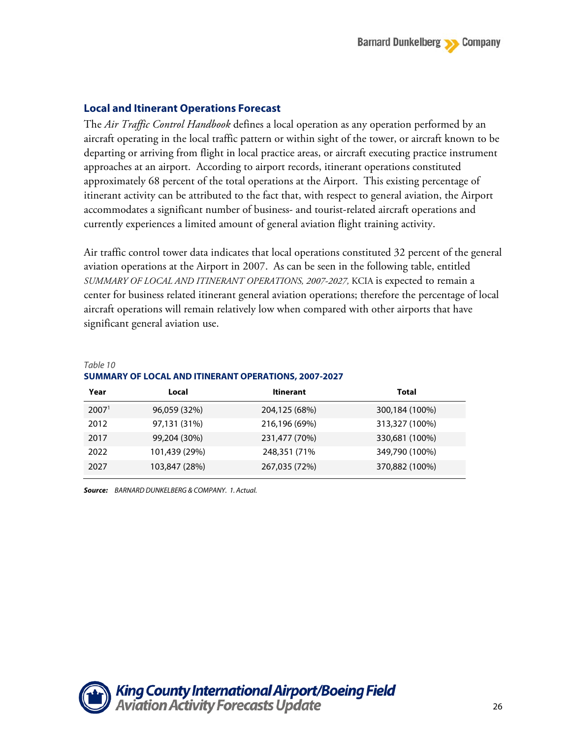## Local and Itinerant Operations Forecast

The *Air Traffic Control Handbook* defines a local operation as any operation performed by an aircraft operating in the local traffic pattern or within sight of the tower, or aircraft known to be departing or arriving from flight in local practice areas, or aircraft executing practice instrument approaches at an airport. According to airport records, itinerant operations constituted approximately 68 percent of the total operations at the Airport. This existing percentage of itinerant activity can be attributed to the fact that, with respect to general aviation, the Airport accommodates a significant number of business- and tourist-related aircraft operations and currently experiences a limited amount of general aviation flight training activity.

Air traffic control tower data indicates that local operations constituted 32 percent of the general aviation operations at the Airport in 2007. As can be seen in the following table, entitled *SUMMARY OF LOCAL AND ITINERANT OPERATIONS, 2007-2027,* KCIA is expected to remain a center for business related itinerant general aviation operations; therefore the percentage of local aircraft operations will remain relatively low when compared with other airports that have significant general aviation use.

*Table 10*

**SUMMARY OF LOCAL AND ITINERANT OPERATIONS, 2007-2027**

| Year | Local | Itinerant | Total |
|---|---|---|---|
| 2007[1] | 96,059 (32%) | 204,125 (68%) | 300,184 (100%) |
| 2012 | 97,131 (31%) | 216,196 (69%) | 313,327 (100%) |
| 2017 | 99,204 (30%) | 231,477 (70%) | 330,681 (100%) |
| 2022 | 101,439 (29%) | 248,351 (71% | 349,790 (100%) |
| 2027 | 103,847 (28%) | 267,035 (72%) | 370,882 (100%) |

***Source:*** *BARNARD DUNKELBERG & COMPANY. 1. Actual.*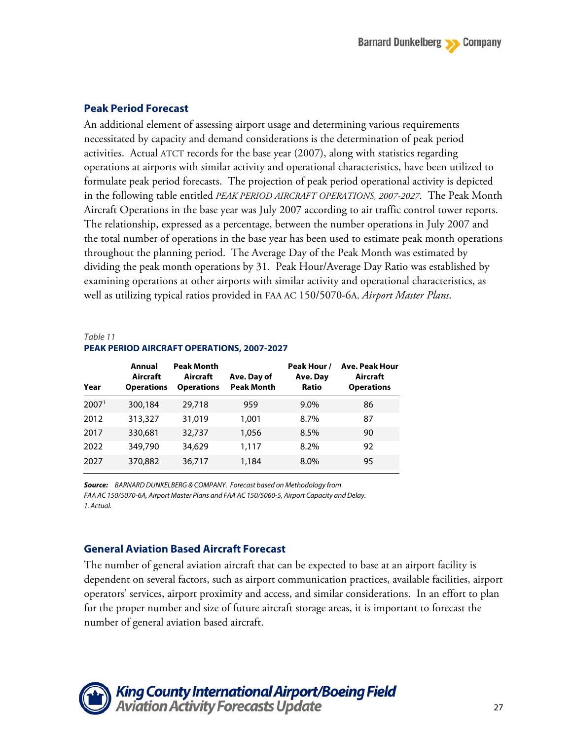## Peak Period Forecast

An additional element of assessing airport usage and determining various requirements necessitated by capacity and demand considerations is the determination of peak period activities. Actual ATCT records for the base year (2007), along with statistics regarding operations at airports with similar activity and operational characteristics, have been utilized to formulate peak period forecasts. The projection of peak period operational activity is depicted in the following table entitled *PEAK PERIOD AIRCRAFT OPERATIONS, 2007-2027*. The Peak Month Aircraft Operations in the base year was July 2007 according to air traffic control tower reports. The relationship, expressed as a percentage, between the number operations in July 2007 and the total number of operations in the base year has been used to estimate peak month operations throughout the planning period. The Average Day of the Peak Month was estimated by dividing the peak month operations by 31. Peak Hour/Average Day Ratio was established by examining operations at other airports with similar activity and operational characteristics, as well as utilizing typical ratios provided in FAA AC 150/5070-6A, *Airport Master Plans*.

*Table 11*
**PEAK PERIOD AIRCRAFT OPERATIONS, 2007-2027**

| Year | Annual Aircraft Operations | Peak Month Aircraft Operations | Ave. Day of Peak Month | Peak Hour / Ave. Day Ratio | Ave. Peak Hour Aircraft Operations |
|---|---|---|---|---|---|
| 2007[1] | 300,184 | 29,718 | 959 | 9.0% | 86 |
| 2012 | 313,327 | 31,019 | 1,001 | 8.7% | 87 |
| 2017 | 330,681 | 32,737 | 1,056 | 8.5% | 90 |
| 2022 | 349,790 | 34,629 | 1,117 | 8.2% | 92 |
| 2027 | 370,882 | 36,717 | 1,184 | 8.0% | 95 |

***Source:*** *BARNARD DUNKELBERG & COMPANY. Forecast based on Methodology from FAA AC 150/5070-6A, Airport Master Plans and FAA AC 150/5060-5, Airport Capacity and Delay.*
*1. Actual.*

## General Aviation Based Aircraft Forecast

The number of general aviation aircraft that can be expected to base at an airport facility is dependent on several factors, such as airport communication practices, available facilities, airport operators' services, airport proximity and access, and similar considerations. In an effort to plan for the proper number and size of future aircraft storage areas, it is important to forecast the number of general aviation based aircraft.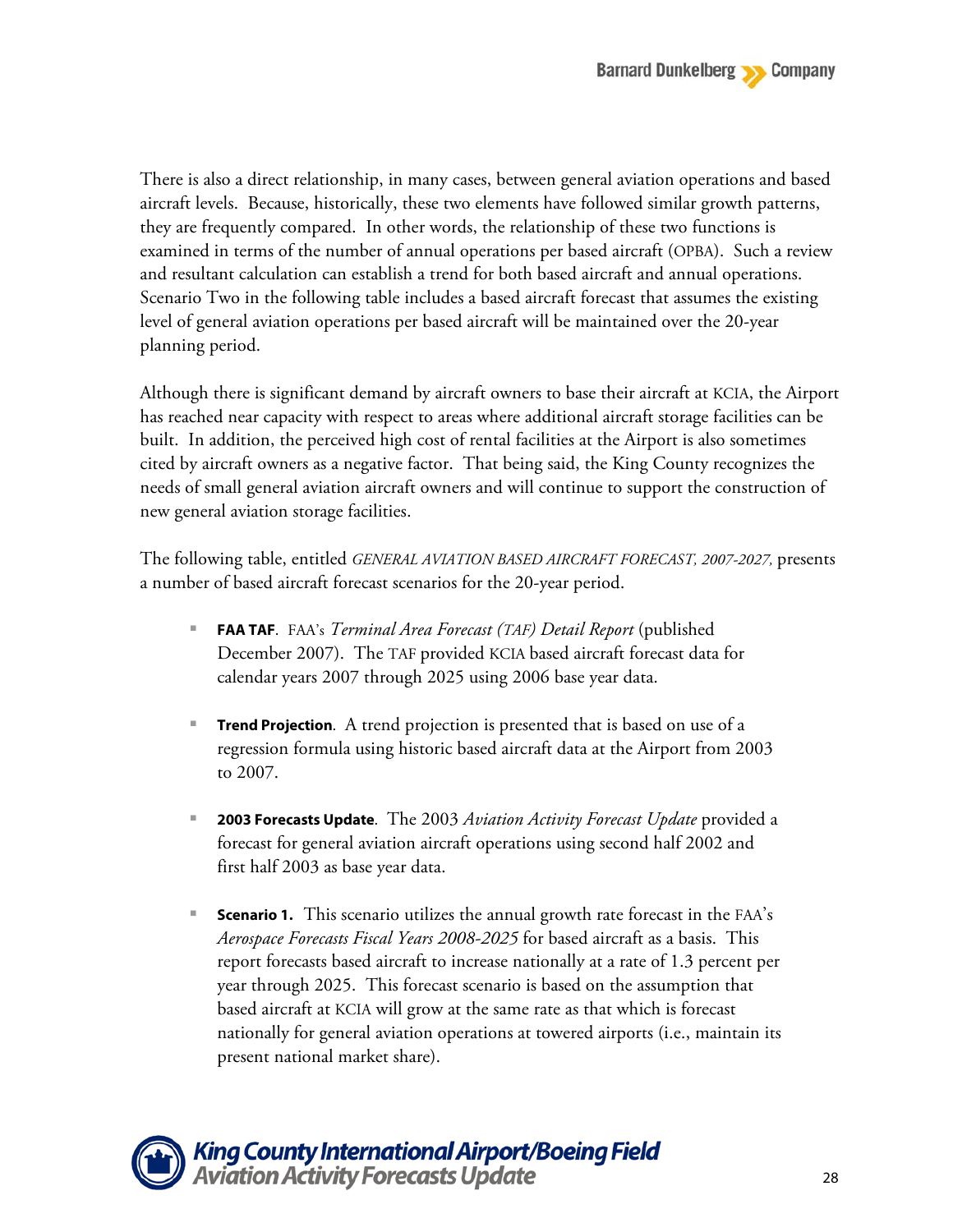There is also a direct relationship, in many cases, between general aviation operations and based aircraft levels. Because, historically, these two elements have followed similar growth patterns, they are frequently compared. In other words, the relationship of these two functions is examined in terms of the number of annual operations per based aircraft (OPBA). Such a review and resultant calculation can establish a trend for both based aircraft and annual operations. Scenario Two in the following table includes a based aircraft forecast that assumes the existing level of general aviation operations per based aircraft will be maintained over the 20-year planning period.

Although there is significant demand by aircraft owners to base their aircraft at KCIA, the Airport has reached near capacity with respect to areas where additional aircraft storage facilities can be built. In addition, the perceived high cost of rental facilities at the Airport is also sometimes cited by aircraft owners as a negative factor. That being said, the King County recognizes the needs of small general aviation aircraft owners and will continue to support the construction of new general aviation storage facilities.

The following table, entitled *GENERAL AVIATION BASED AIRCRAFT FORECAST, 2007-2027,* presents a number of based aircraft forecast scenarios for the 20-year period.

- **FAA TAF**. FAA's *Terminal Area Forecast (TAF) Detail Report* (published December 2007). The TAF provided KCIA based aircraft forecast data for calendar years 2007 through 2025 using 2006 base year data.

- **Trend Projection**. A trend projection is presented that is based on use of a regression formula using historic based aircraft data at the Airport from 2003 to 2007.

- **2003 Forecasts Update**. The 2003 *Aviation Activity Forecast Update* provided a forecast for general aviation aircraft operations using second half 2002 and first half 2003 as base year data.

- **Scenario 1.** This scenario utilizes the annual growth rate forecast in the FAA's *Aerospace Forecasts Fiscal Years 2008-2025* for based aircraft as a basis. This report forecasts based aircraft to increase nationally at a rate of 1.3 percent per year through 2025. This forecast scenario is based on the assumption that based aircraft at KCIA will grow at the same rate as that which is forecast nationally for general aviation operations at towered airports (i.e., maintain its present national market share).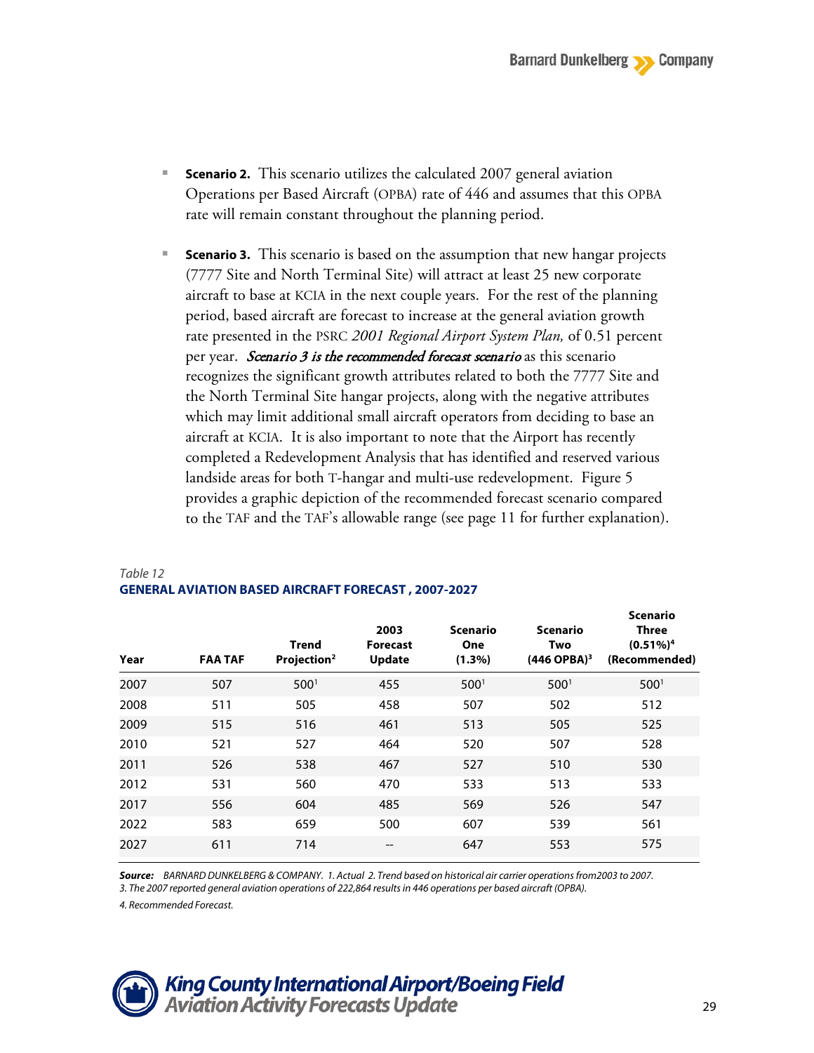- **Scenario 2.** This scenario utilizes the calculated 2007 general aviation Operations per Based Aircraft (OPBA) rate of 446 and assumes that this OPBA rate will remain constant throughout the planning period.

- **Scenario 3.** This scenario is based on the assumption that new hangar projects (7777 Site and North Terminal Site) will attract at least 25 new corporate aircraft to base at KCIA in the next couple years. For the rest of the planning period, based aircraft are forecast to increase at the general aviation growth rate presented in the PSRC *2001 Regional Airport System Plan,* of 0.51 percent per year. ***Scenario 3 is the recommended forecast scenario*** as this scenario recognizes the significant growth attributes related to both the 7777 Site and the North Terminal Site hangar projects, along with the negative attributes which may limit additional small aircraft operators from deciding to base an aircraft at KCIA. It is also important to note that the Airport has recently completed a Redevelopment Analysis that has identified and reserved various landside areas for both T-hangar and multi-use redevelopment. Figure 5 provides a graphic depiction of the recommended forecast scenario compared to the TAF and the TAF's allowable range (see page 11 for further explanation).

*Table 12*
**GENERAL AVIATION BASED AIRCRAFT FORECAST , 2007-2027**

| Year | FAA TAF | Trend Projection[2] | 2003 Forecast Update | Scenario One (1.3%) | Scenario Two (446 OPBA)[3] | Scenario Three (0.51%)[4] (Recommended) |
|---|---|---|---|---|---|---|
| 2007 | 507 | 500[1] | 455 | 500[1] | 500[1] | 500[1] |
| 2008 | 511 | 505 | 458 | 507 | 502 | 512 |
| 2009 | 515 | 516 | 461 | 513 | 505 | 525 |
| 2010 | 521 | 527 | 464 | 520 | 507 | 528 |
| 2011 | 526 | 538 | 467 | 527 | 510 | 530 |
| 2012 | 531 | 560 | 470 | 533 | 513 | 533 |
| 2017 | 556 | 604 | 485 | 569 | 526 | 547 |
| 2022 | 583 | 659 | 500 | 607 | 539 | 561 |
| 2027 | 611 | 714 | -- | 647 | 553 | 575 |

***Source:*** *BARNARD DUNKELBERG & COMPANY. 1. Actual 2. Trend based on historical air carrier operations from2003 to 2007.*
*3. The 2007 reported general aviation operations of 222,864 results in 446 operations per based aircraft (OPBA).*
*4. Recommended Forecast.*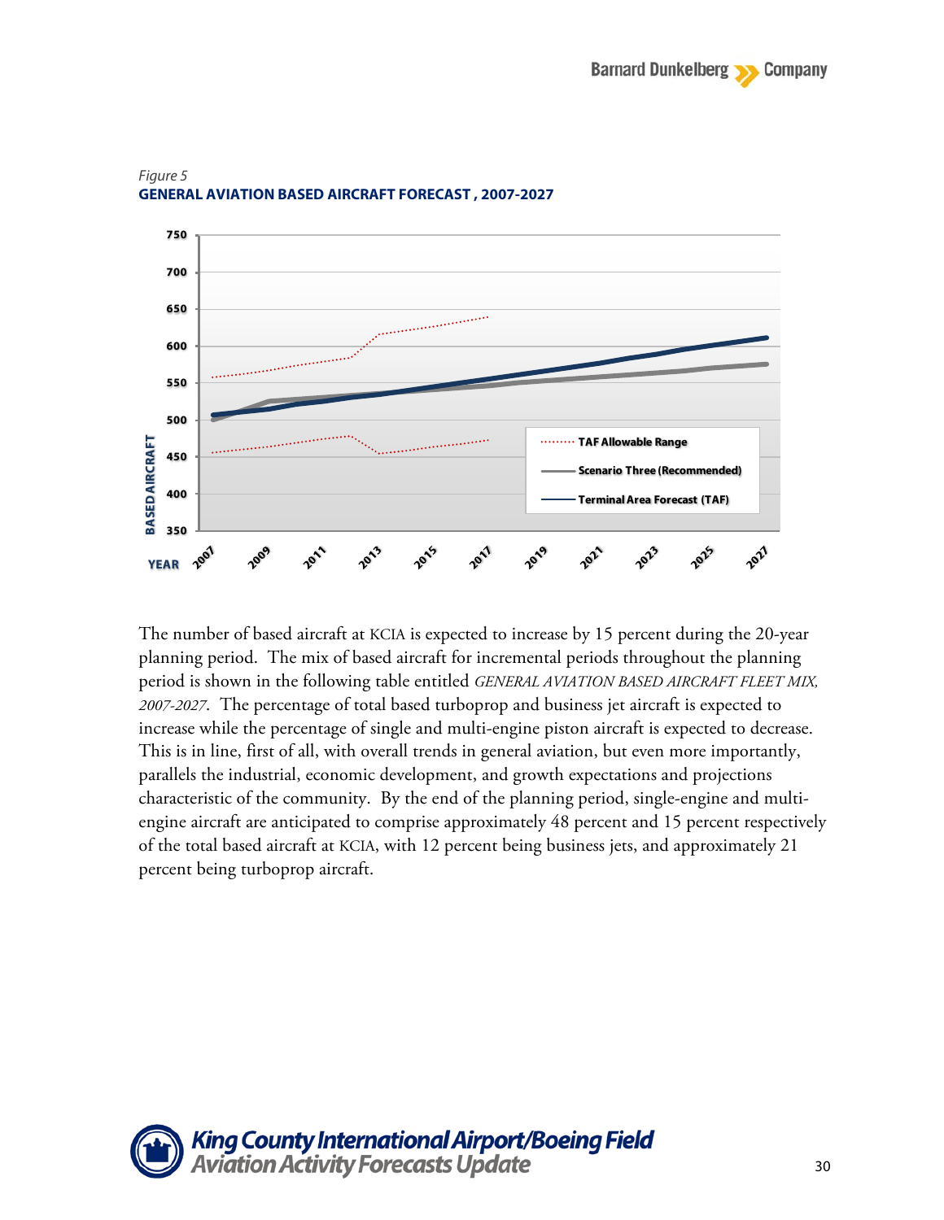*Figure 5*

**GENERAL AVIATION BASED AIRCRAFT FORECAST , 2007-2027**

The number of based aircraft at KCIA is expected to increase by 15 percent during the 20-year planning period. The mix of based aircraft for incremental periods throughout the planning period is shown in the following table entitled *GENERAL AVIATION BASED AIRCRAFT FLEET MIX, 2007-2027*. The percentage of total based turboprop and business jet aircraft is expected to increase while the percentage of single and multi-engine piston aircraft is expected to decrease. This is in line, first of all, with overall trends in general aviation, but even more importantly, parallels the industrial, economic development, and growth expectations and projections characteristic of the community. By the end of the planning period, single-engine and multi-engine aircraft are anticipated to comprise approximately 48 percent and 15 percent respectively of the total based aircraft at KCIA, with 12 percent being business jets, and approximately 21 percent being turboprop aircraft.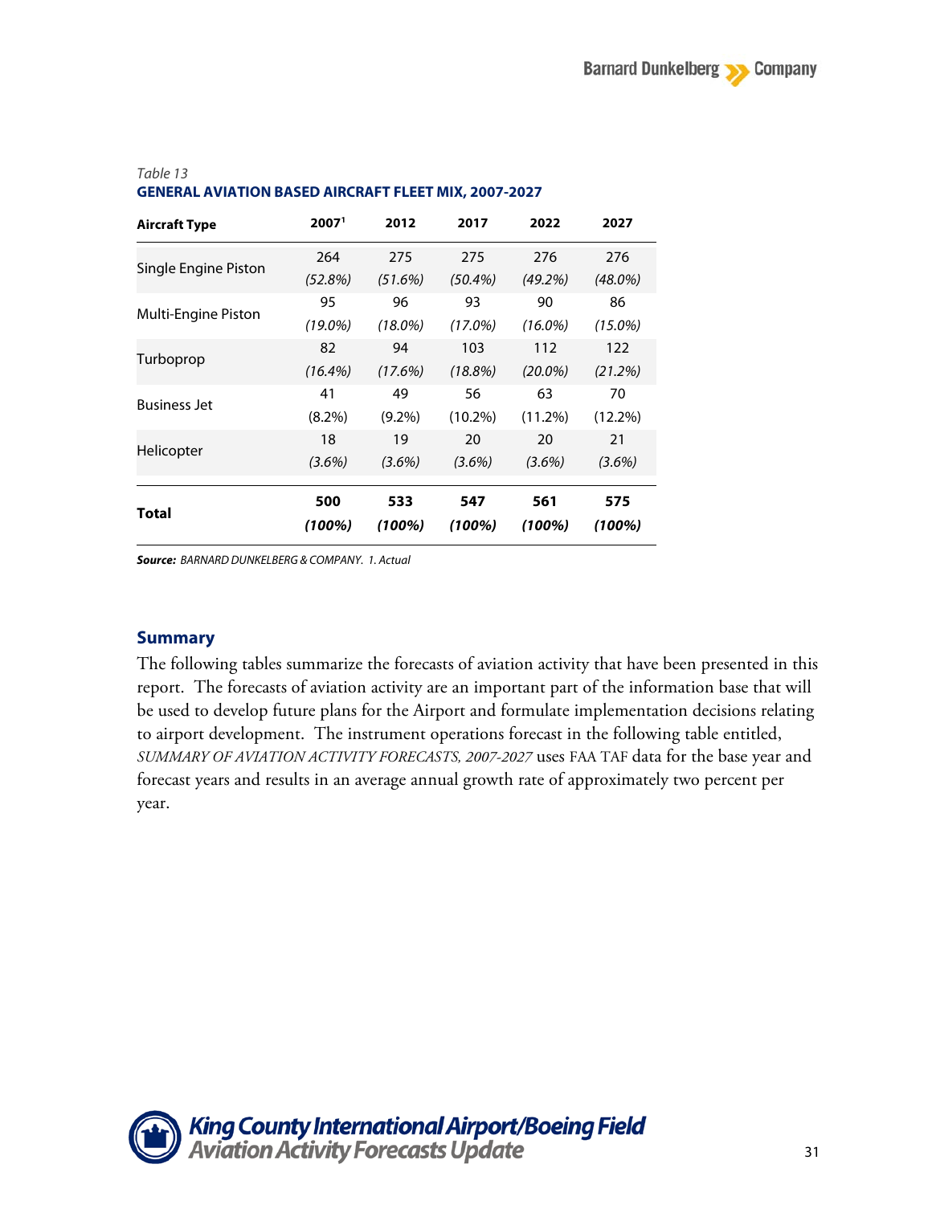*Table 13*

**GENERAL AVIATION BASED AIRCRAFT FLEET MIX, 2007-2027**

| Aircraft Type | 2007[1] | 2012 | 2017 | 2022 | 2027 |
|---|---|---|---|---|---|
| Single Engine Piston | 264<br>*(52.8%)* | 275<br>*(51.6%)* | 275<br>*(50.4%)* | 276<br>*(49.2%)* | 276<br>*(48.0%)* |
| Multi-Engine Piston | 95<br>*(19.0%)* | 96<br>*(18.0%)* | 93<br>*(17.0%)* | 90<br>*(16.0%)* | 86<br>*(15.0%)* |
| Turboprop | 82<br>*(16.4%)* | 94<br>*(17.6%)* | 103<br>*(18.8%)* | 112<br>*(20.0%)* | 122<br>*(21.2%)* |
| Business Jet | 41<br>(8.2%) | 49<br>(9.2%) | 56<br>(10.2%) | 63<br>(11.2%) | 70<br>(12.2%) |
| Helicopter | 18<br>*(3.6%)* | 19<br>*(3.6%)* | 20<br>*(3.6%)* | 20<br>*(3.6%)* | 21<br>*(3.6%)* |
| **Total** | **500**<br>***(100%)*** | **533**<br>***(100%)*** | **547**<br>***(100%)*** | **561**<br>***(100%)*** | **575**<br>***(100%)*** |

***Source:*** *BARNARD DUNKELBERG & COMPANY. 1. Actual*

## Summary

The following tables summarize the forecasts of aviation activity that have been presented in this report. The forecasts of aviation activity are an important part of the information base that will be used to develop future plans for the Airport and formulate implementation decisions relating to airport development. The instrument operations forecast in the following table entitled, *SUMMARY OF AVIATION ACTIVITY FORECASTS, 2007-2027* uses FAA TAF data for the base year and forecast years and results in an average annual growth rate of approximately two percent per year.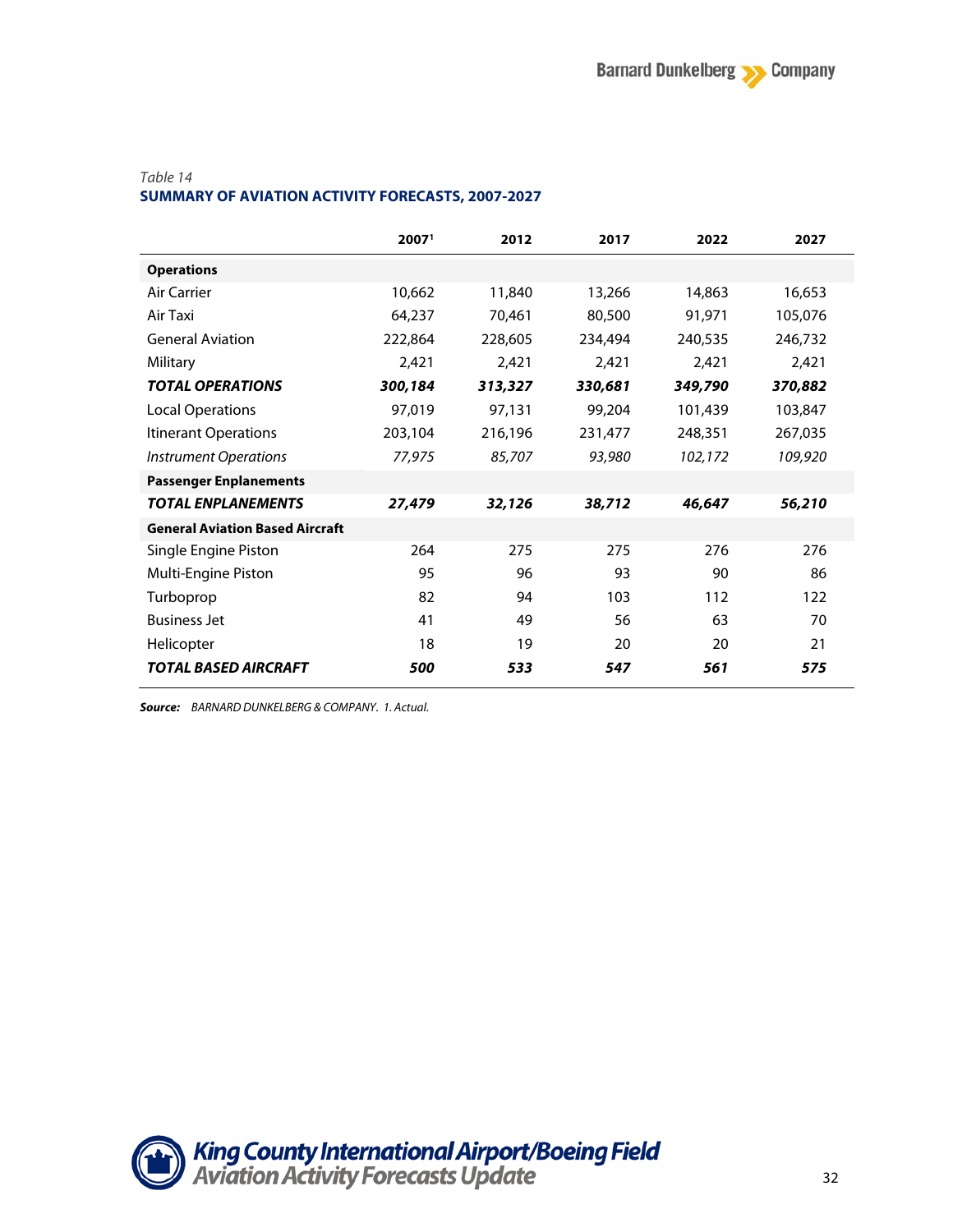*Table 14*

**SUMMARY OF AVIATION ACTIVITY FORECASTS, 2007-2027**

| | 2007[1] | 2012 | 2017 | 2022 | 2027 |
|---|---|---|---|---|---|
| **Operations** | | | | | |
| Air Carrier | 10,662 | 11,840 | 13,266 | 14,863 | 16,653 |
| Air Taxi | 64,237 | 70,461 | 80,500 | 91,971 | 105,076 |
| General Aviation | 222,864 | 228,605 | 234,494 | 240,535 | 246,732 |
| Military | 2,421 | 2,421 | 2,421 | 2,421 | 2,421 |
| ***TOTAL OPERATIONS*** | ***300,184*** | ***313,327*** | ***330,681*** | ***349,790*** | ***370,882*** |
| Local Operations | 97,019 | 97,131 | 99,204 | 101,439 | 103,847 |
| Itinerant Operations | 203,104 | 216,196 | 231,477 | 248,351 | 267,035 |
| *Instrument Operations* | *77,975* | *85,707* | *93,980* | *102,172* | *109,920* |
| **Passenger Enplanements** | | | | | |
| ***TOTAL ENPLANEMENTS*** | ***27,479*** | ***32,126*** | ***38,712*** | ***46,647*** | ***56,210*** |
| **General Aviation Based Aircraft** | | | | | |
| Single Engine Piston | 264 | 275 | 275 | 276 | 276 |
| Multi-Engine Piston | 95 | 96 | 93 | 90 | 86 |
| Turboprop | 82 | 94 | 103 | 112 | 122 |
| Business Jet | 41 | 49 | 56 | 63 | 70 |
| Helicopter | 18 | 19 | 20 | 20 | 21 |
| ***TOTAL BASED AIRCRAFT*** | ***500*** | ***533*** | ***547*** | ***561*** | ***575*** |

***Source:*** *BARNARD DUNKELBERG & COMPANY. 1. Actual.*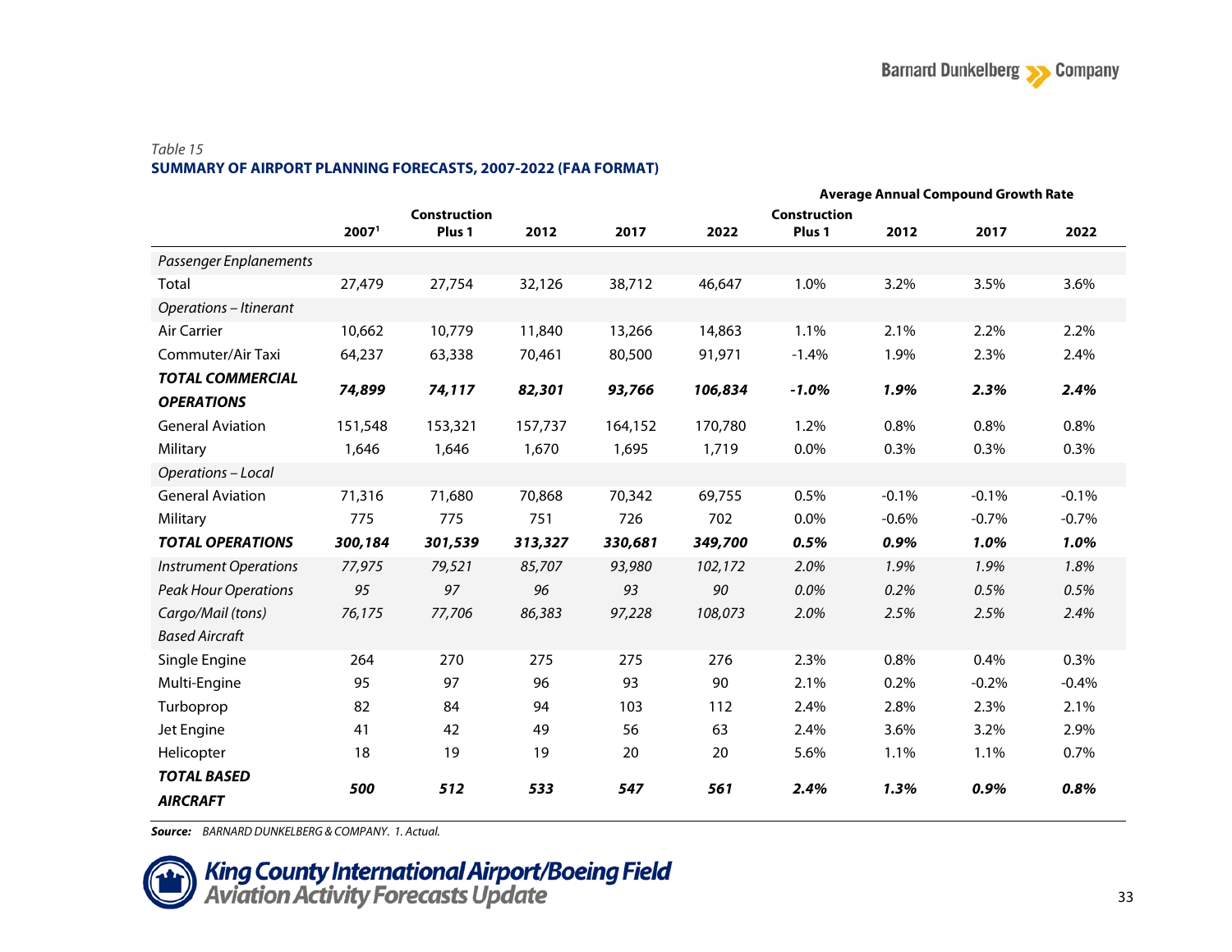*Table 15*

**SUMMARY OF AIRPORT PLANNING FORECASTS, 2007-2022 (FAA FORMAT)**

| | 2007[1] | Construction Plus 1 | 2012 | 2017 | 2022 | Average Annual Compound Growth Rate Construction Plus 1 | 2012 | 2017 | 2022 |
|---|---|---|---|---|---|---|---|---|---|
| *Passenger Enplanements* | | | | | | | | | |
| Total | 27,479 | 27,754 | 32,126 | 38,712 | 46,647 | 1.0% | 3.2% | 3.5% | 3.6% |
| *Operations – Itinerant* | | | | | | | | | |
| Air Carrier | 10,662 | 10,779 | 11,840 | 13,266 | 14,863 | 1.1% | 2.1% | 2.2% | 2.2% |
| Commuter/Air Taxi | 64,237 | 63,338 | 70,461 | 80,500 | 91,971 | -1.4% | 1.9% | 2.3% | 2.4% |
| ***TOTAL COMMERCIAL OPERATIONS*** | ***74,899*** | ***74,117*** | ***82,301*** | ***93,766*** | ***106,834*** | ***-1.0%*** | ***1.9%*** | ***2.3%*** | ***2.4%*** |
| General Aviation | 151,548 | 153,321 | 157,737 | 164,152 | 170,780 | 1.2% | 0.8% | 0.8% | 0.8% |
| Military | 1,646 | 1,646 | 1,670 | 1,695 | 1,719 | 0.0% | 0.3% | 0.3% | 0.3% |
| *Operations – Local* | | | | | | | | | |
| General Aviation | 71,316 | 71,680 | 70,868 | 70,342 | 69,755 | 0.5% | -0.1% | -0.1% | -0.1% |
| Military | 775 | 775 | 751 | 726 | 702 | 0.0% | -0.6% | -0.7% | -0.7% |
| ***TOTAL OPERATIONS*** | ***300,184*** | ***301,539*** | ***313,327*** | ***330,681*** | ***349,700*** | ***0.5%*** | ***0.9%*** | ***1.0%*** | ***1.0%*** |
| *Instrument Operations* | *77,975* | *79,521* | *85,707* | *93,980* | *102,172* | *2.0%* | *1.9%* | *1.9%* | *1.8%* |
| *Peak Hour Operations* | *95* | *97* | *96* | *93* | *90* | *0.0%* | *0.2%* | *0.5%* | *0.5%* |
| *Cargo/Mail (tons)* | *76,175* | *77,706* | *86,383* | *97,228* | *108,073* | *2.0%* | *2.5%* | *2.5%* | *2.4%* |
| *Based Aircraft* | | | | | | | | | |
| Single Engine | 264 | 270 | 275 | 275 | 276 | 2.3% | 0.8% | 0.4% | 0.3% |
| Multi-Engine | 95 | 97 | 96 | 93 | 90 | 2.1% | 0.2% | -0.2% | -0.4% |
| Turboprop | 82 | 84 | 94 | 103 | 112 | 2.4% | 2.8% | 2.3% | 2.1% |
| Jet Engine | 41 | 42 | 49 | 56 | 63 | 2.4% | 3.6% | 3.2% | 2.9% |
| Helicopter | 18 | 19 | 19 | 20 | 20 | 5.6% | 1.1% | 1.1% | 0.7% |
| ***TOTAL BASED AIRCRAFT*** | ***500*** | ***512*** | ***533*** | ***547*** | ***561*** | ***2.4%*** | ***1.3%*** | ***0.9%*** | ***0.8%*** |

***Source:*** *BARNARD DUNKELBERG & COMPANY. 1. Actual.*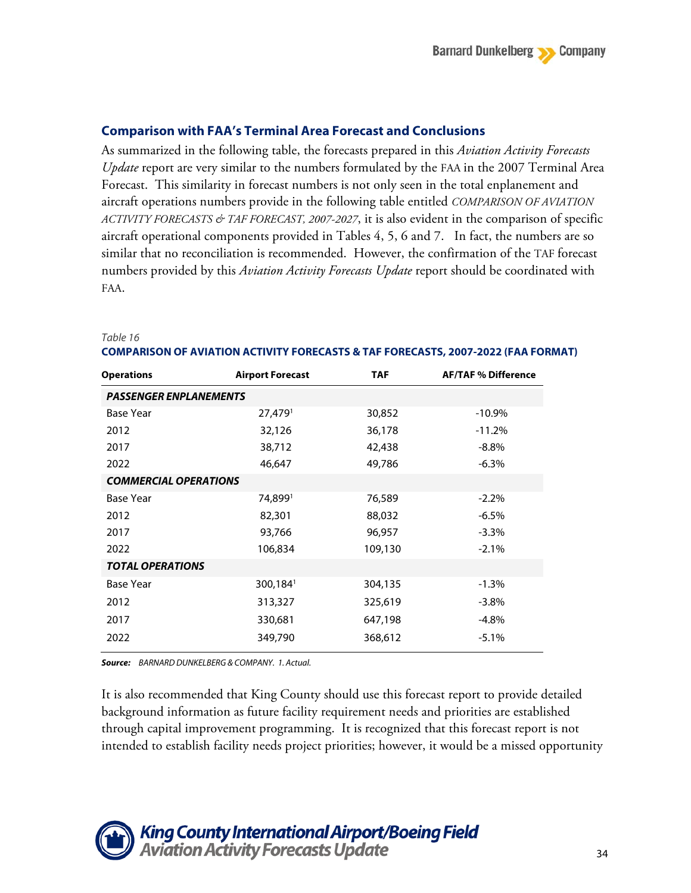## Comparison with FAA's Terminal Area Forecast and Conclusions

As summarized in the following table, the forecasts prepared in this *Aviation Activity Forecasts Update* report are very similar to the numbers formulated by the FAA in the 2007 Terminal Area Forecast. This similarity in forecast numbers is not only seen in the total enplanement and aircraft operations numbers provide in the following table entitled *COMPARISON OF AVIATION ACTIVITY FORECASTS & TAF FORECAST, 2007-2027*, it is also evident in the comparison of specific aircraft operational components provided in Tables 4, 5, 6 and 7. In fact, the numbers are so similar that no reconciliation is recommended. However, the confirmation of the TAF forecast numbers provided by this *Aviation Activity Forecasts Update* report should be coordinated with FAA.

*Table 16*

**COMPARISON OF AVIATION ACTIVITY FORECASTS & TAF FORECASTS, 2007-2022 (FAA FORMAT)**

| Operations | Airport Forecast | TAF | AF/TAF % Difference |
|---|---|---|---|
| ***PASSENGER ENPLANEMENTS*** | | | |
| Base Year | 27,479[1] | 30,852 | -10.9% |
| 2012 | 32,126 | 36,178 | -11.2% |
| 2017 | 38,712 | 42,438 | -8.8% |
| 2022 | 46,647 | 49,786 | -6.3% |
| ***COMMERCIAL OPERATIONS*** | | | |
| Base Year | 74,899[1] | 76,589 | -2.2% |
| 2012 | 82,301 | 88,032 | -6.5% |
| 2017 | 93,766 | 96,957 | -3.3% |
| 2022 | 106,834 | 109,130 | -2.1% |
| ***TOTAL OPERATIONS*** | | | |
| Base Year | 300,184[1] | 304,135 | -1.3% |
| 2012 | 313,327 | 325,619 | -3.8% |
| 2017 | 330,681 | 647,198 | -4.8% |
| 2022 | 349,790 | 368,612 | -5.1% |

***Source:*** *BARNARD DUNKELBERG & COMPANY. 1. Actual.*

It is also recommended that King County should use this forecast report to provide detailed background information as future facility requirement needs and priorities are established through capital improvement programming. It is recognized that this forecast report is not intended to establish facility needs project priorities; however, it would be a missed opportunity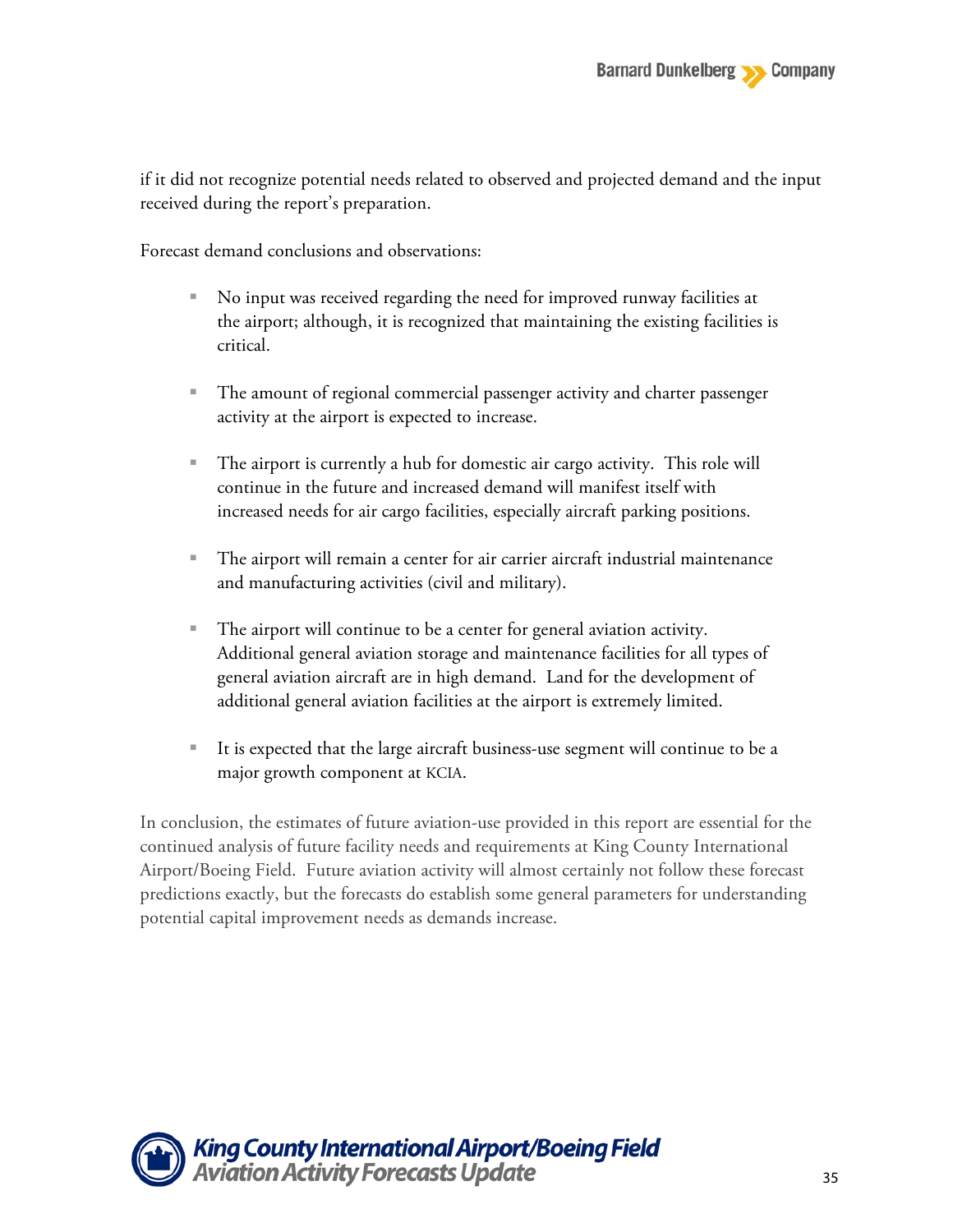if it did not recognize potential needs related to observed and projected demand and the input received during the report's preparation.

Forecast demand conclusions and observations:

- No input was received regarding the need for improved runway facilities at the airport; although, it is recognized that maintaining the existing facilities is critical.
- The amount of regional commercial passenger activity and charter passenger activity at the airport is expected to increase.
- The airport is currently a hub for domestic air cargo activity. This role will continue in the future and increased demand will manifest itself with increased needs for air cargo facilities, especially aircraft parking positions.
- The airport will remain a center for air carrier aircraft industrial maintenance and manufacturing activities (civil and military).
- The airport will continue to be a center for general aviation activity. Additional general aviation storage and maintenance facilities for all types of general aviation aircraft are in high demand. Land for the development of additional general aviation facilities at the airport is extremely limited.
- It is expected that the large aircraft business-use segment will continue to be a major growth component at KCIA.

In conclusion, the estimates of future aviation-use provided in this report are essential for the continued analysis of future facility needs and requirements at King County International Airport/Boeing Field. Future aviation activity will almost certainly not follow these forecast predictions exactly, but the forecasts do establish some general parameters for understanding potential capital improvement needs as demands increase.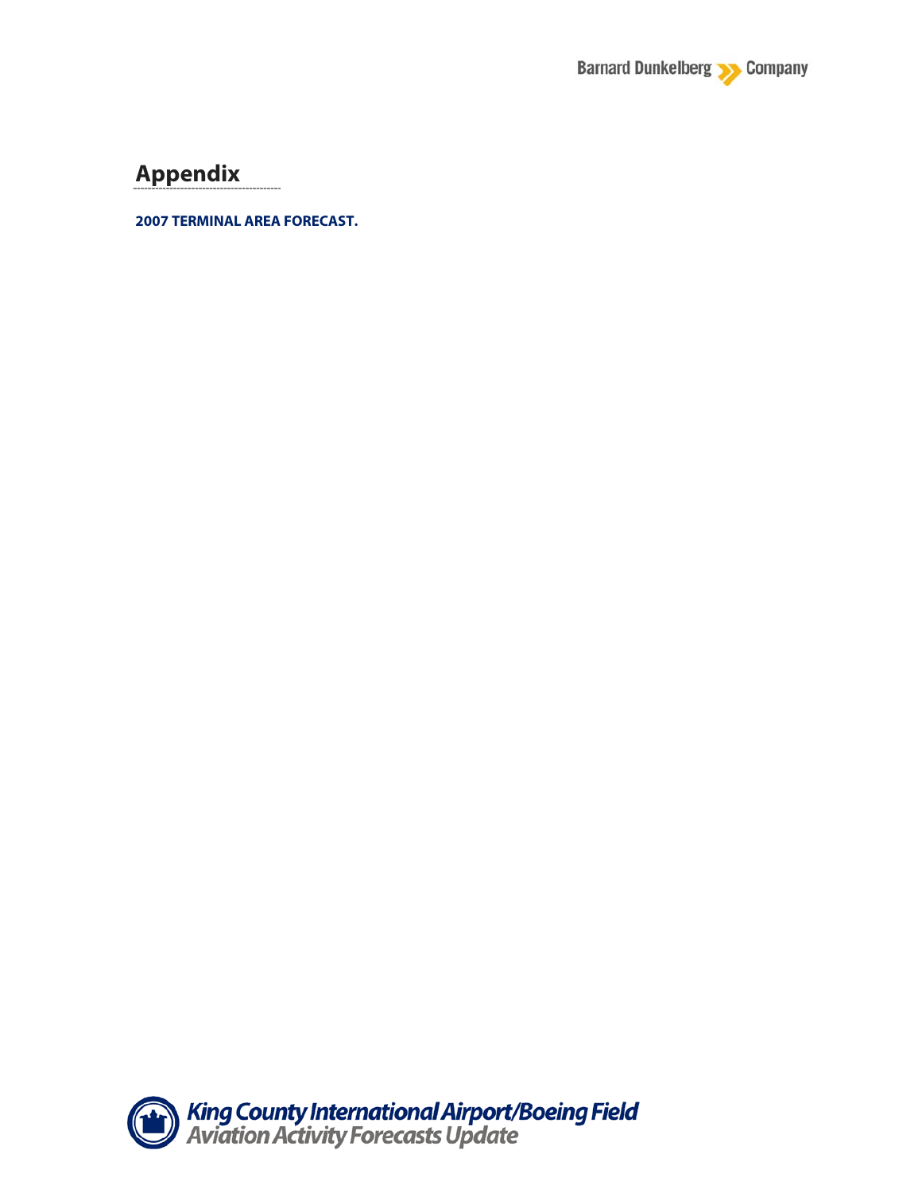# Appendix

**2007 TERMINAL AREA FORECAST.**